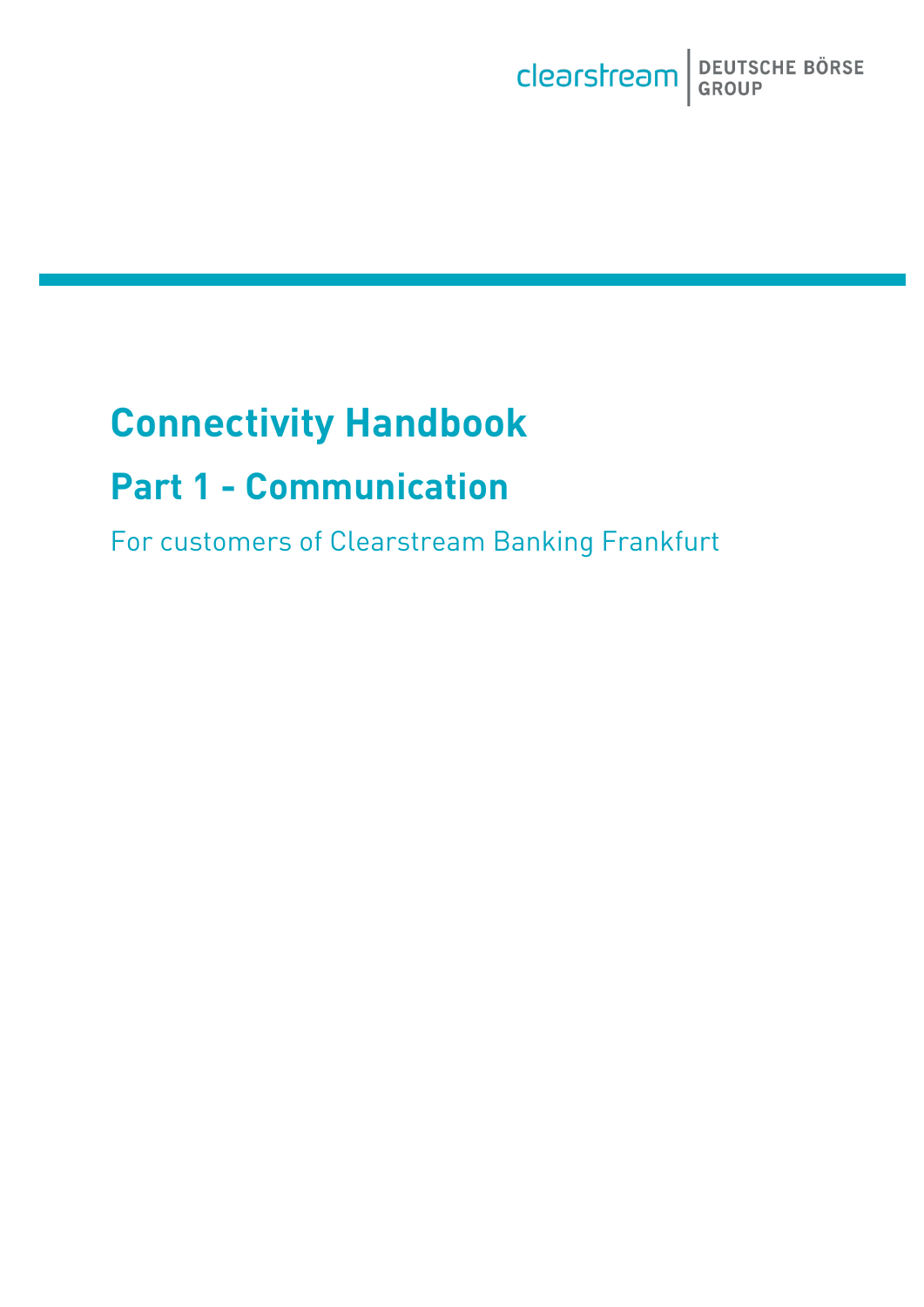clearstream | DEUTSCHE BÖRSE GROUP

# Connectivity Handbook

## Part 1 - Communication

For customers of Clearstream Banking Frankfurt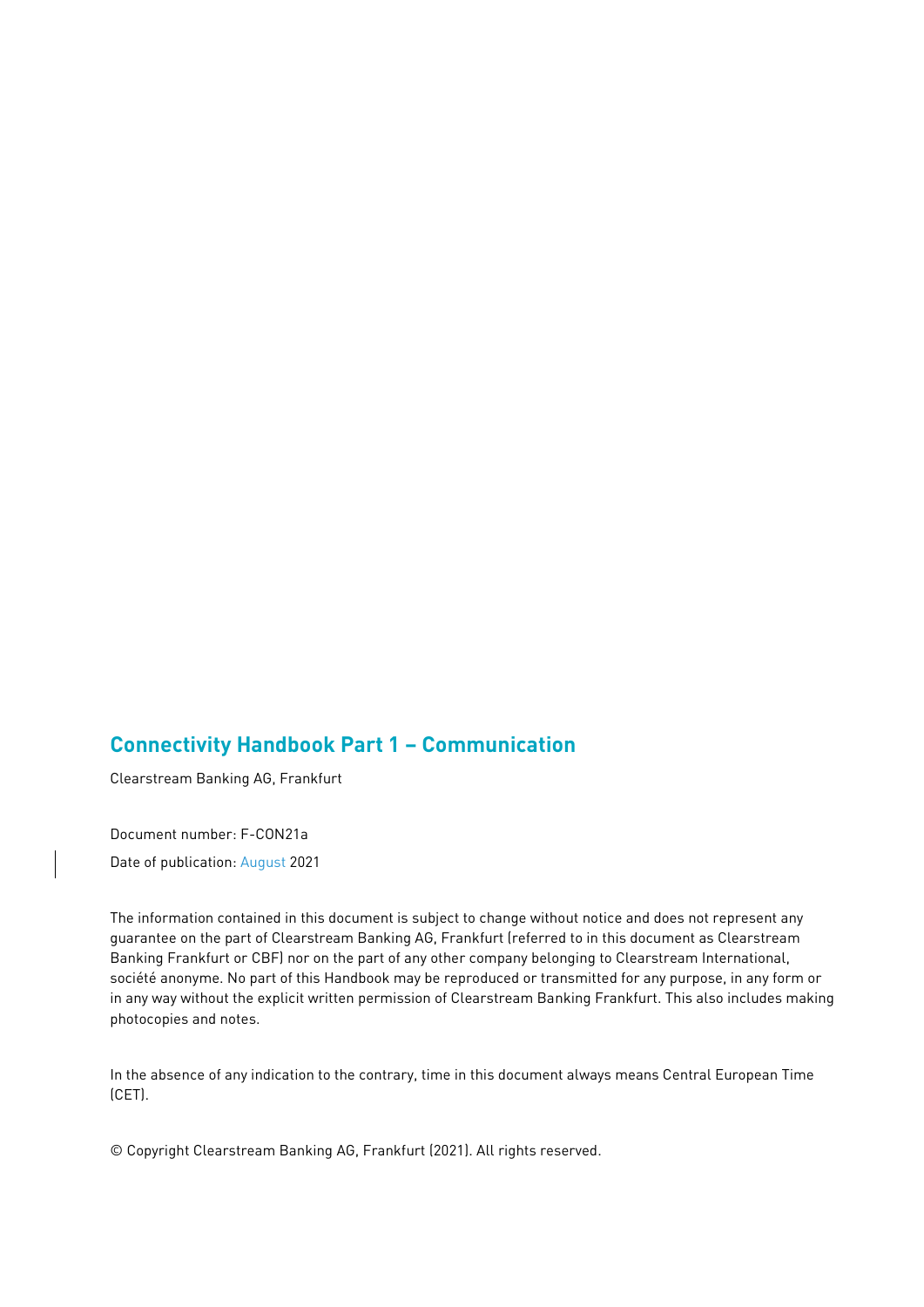# Connectivity Handbook Part 1 – Communication

Clearstream Banking AG, Frankfurt

Document number: F-CON21a

Date of publication: August 2021

The information contained in this document is subject to change without notice and does not represent any guarantee on the part of Clearstream Banking AG, Frankfurt (referred to in this document as Clearstream Banking Frankfurt or CBF) nor on the part of any other company belonging to Clearstream International, société anonyme. No part of this Handbook may be reproduced or transmitted for any purpose, in any form or in any way without the explicit written permission of Clearstream Banking Frankfurt. This also includes making photocopies and notes.

In the absence of any indication to the contrary, time in this document always means Central European Time (CET).

© Copyright Clearstream Banking AG, Frankfurt (2021). All rights reserved.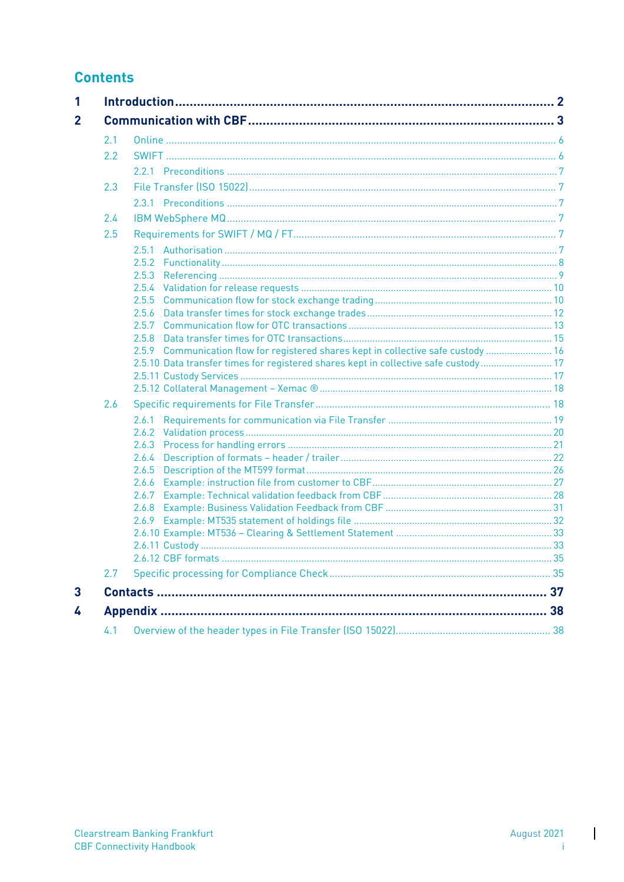# Contents

| | | |
|---|---|---|
| **1** | **Introduction** | **2** |
| **2** | **Communication with CBF** | **3** |
| 2.1 | Online | 6 |
| 2.2 | SWIFT | 6 |
| 2.2.1 | Preconditions | 7 |
| 2.3 | File Transfer (ISO 15022) | 7 |
| 2.3.1 | Preconditions | 7 |
| 2.4 | IBM WebSphere MQ | 7 |
| 2.5 | Requirements for SWIFT / MQ / FT | 7 |
| 2.5.1 | Authorisation | 7 |
| 2.5.2 | Functionality | 8 |
| 2.5.3 | Referencing | 9 |
| 2.5.4 | Validation for release requests | 10 |
| 2.5.5 | Communication flow for stock exchange trading | 10 |
| 2.5.6 | Data transfer times for stock exchange trades | 12 |
| 2.5.7 | Communication flow for OTC transactions | 13 |
| 2.5.8 | Data transfer times for OTC transactions | 15 |
| 2.5.9 | Communication flow for registered shares kept in collective safe custody | 16 |
| 2.5.10 | Data transfer times for registered shares kept in collective safe custody | 17 |
| 2.5.11 | Custody Services | 17 |
| 2.5.12 | Collateral Management – Xemac ® | 18 |
| 2.6 | Specific requirements for File Transfer | 18 |
| 2.6.1 | Requirements for communication via File Transfer | 19 |
| 2.6.2 | Validation process | 20 |
| 2.6.3 | Process for handling errors | 21 |
| 2.6.4 | Description of formats – header / trailer | 22 |
| 2.6.5 | Description of the MT599 format | 26 |
| 2.6.6 | Example: instruction file from customer to CBF | 27 |
| 2.6.7 | Example: Technical validation feedback from CBF | 28 |
| 2.6.8 | Example: Business Validation Feedback from CBF | 31 |
| 2.6.9 | Example: MT535 statement of holdings file | 32 |
| 2.6.10 | Example: MT536 – Clearing & Settlement Statement | 33 |
| 2.6.11 | Custody | 33 |
| 2.6.12 | CBF formats | 35 |
| 2.7 | Specific processing for Compliance Check | 35 |
| **3** | **Contacts** | **37** |
| **4** | **Appendix** | **38** |
| 4.1 | Overview of the header types in File Transfer (ISO 15022) | 38 |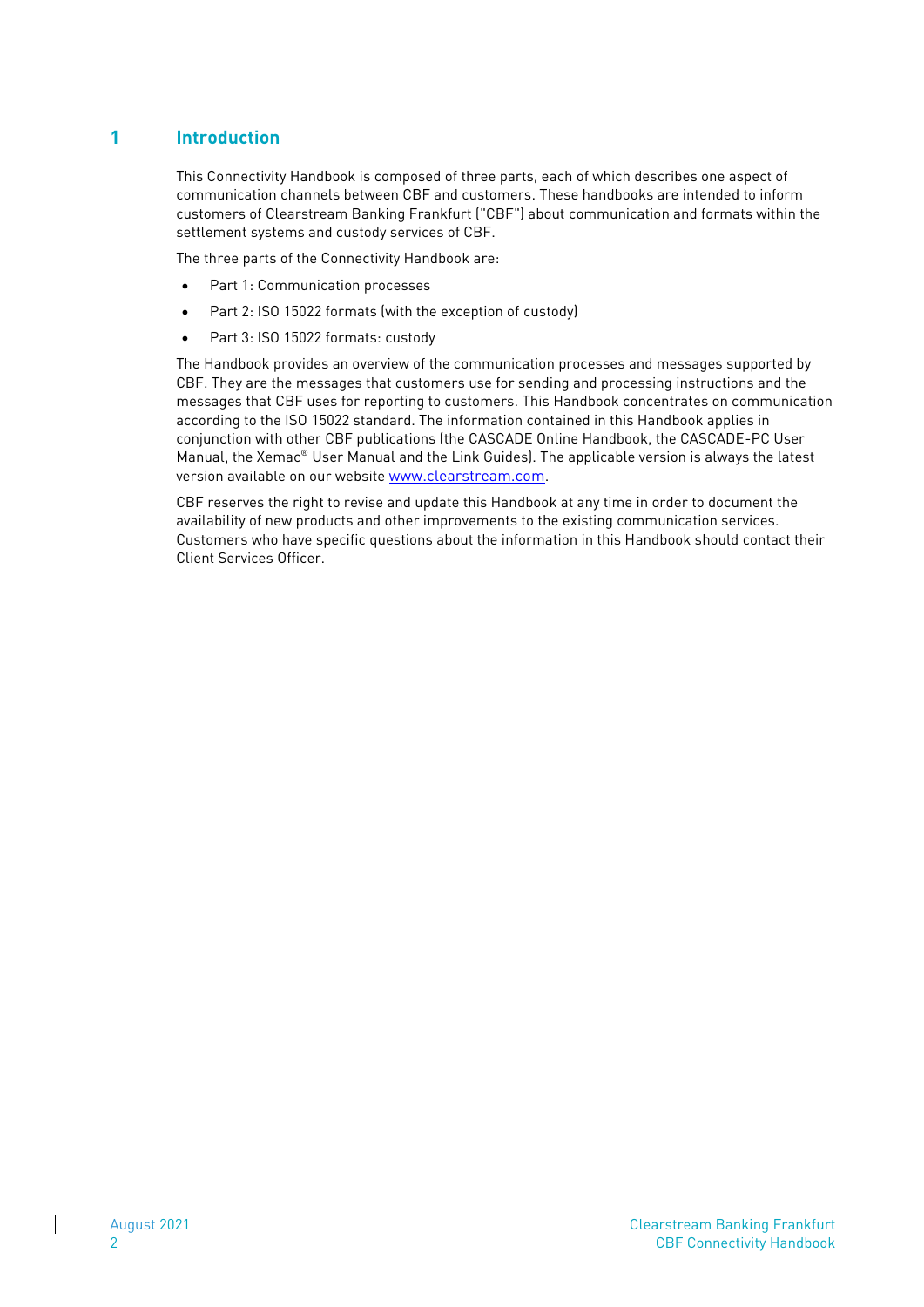# 1 Introduction

This Connectivity Handbook is composed of three parts, each of which describes one aspect of communication channels between CBF and customers. These handbooks are intended to inform customers of Clearstream Banking Frankfurt ("CBF") about communication and formats within the settlement systems and custody services of CBF.

The three parts of the Connectivity Handbook are:

- Part 1: Communication processes
- Part 2: ISO 15022 formats (with the exception of custody)
- Part 3: ISO 15022 formats: custody

The Handbook provides an overview of the communication processes and messages supported by CBF. They are the messages that customers use for sending and processing instructions and the messages that CBF uses for reporting to customers. This Handbook concentrates on communication according to the ISO 15022 standard. The information contained in this Handbook applies in conjunction with other CBF publications (the CASCADE Online Handbook, the CASCADE-PC User Manual, the Xemac® User Manual and the Link Guides). The applicable version is always the latest version available on our website www.clearstream.com.

CBF reserves the right to revise and update this Handbook at any time in order to document the availability of new products and other improvements to the existing communication services. Customers who have specific questions about the information in this Handbook should contact their Client Services Officer.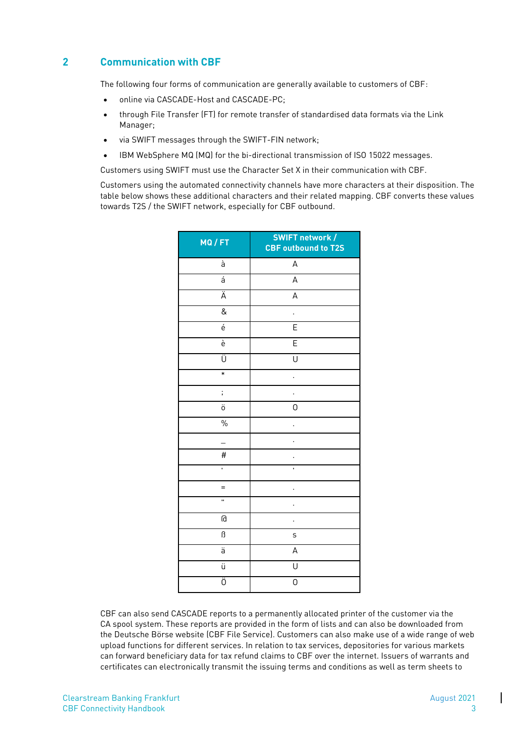## 2 Communication with CBF

The following four forms of communication are generally available to customers of CBF:

- online via CASCADE-Host and CASCADE-PC;
- through File Transfer (FT) for remote transfer of standardised data formats via the Link Manager;
- via SWIFT messages through the SWIFT-FIN network;
- IBM WebSphere MQ (MQ) for the bi-directional transmission of ISO 15022 messages.

Customers using SWIFT must use the Character Set X in their communication with CBF.

Customers using the automated connectivity channels have more characters at their disposition. The table below shows these additional characters and their related mapping. CBF converts these values towards T2S / the SWIFT network, especially for CBF outbound.

| MQ / FT | SWIFT network / CBF outbound to T2S |
|---|---|
| à | A |
| á | A |
| Ä | A |
| & | . |
| é | E |
| è | E |
| Ü | U |
| * | . |
| ; | . |
| ö | O |
| % | . |
| _ | . |
| # | . |
| ' | ' |
| = | . |
| " | . |
| @ | . |
| ß | s |
| ä | A |
| ü | U |
| Ö | O |

CBF can also send CASCADE reports to a permanently allocated printer of the customer via the CA spool system. These reports are provided in the form of lists and can also be downloaded from the Deutsche Börse website (CBF File Service). Customers can also make use of a wide range of web upload functions for different services. In relation to tax services, depositories for various markets can forward beneficiary data for tax refund claims to CBF over the internet. Issuers of warrants and certificates can electronically transmit the issuing terms and conditions as well as term sheets to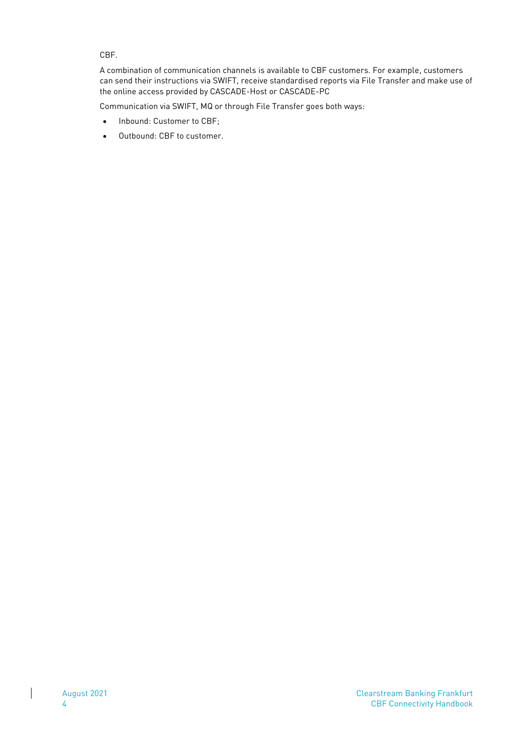CBF.

A combination of communication channels is available to CBF customers. For example, customers can send their instructions via SWIFT, receive standardised reports via File Transfer and make use of the online access provided by CASCADE-Host or CASCADE-PC

Communication via SWIFT, MQ or through File Transfer goes both ways:

- Inbound: Customer to CBF;
- Outbound: CBF to customer.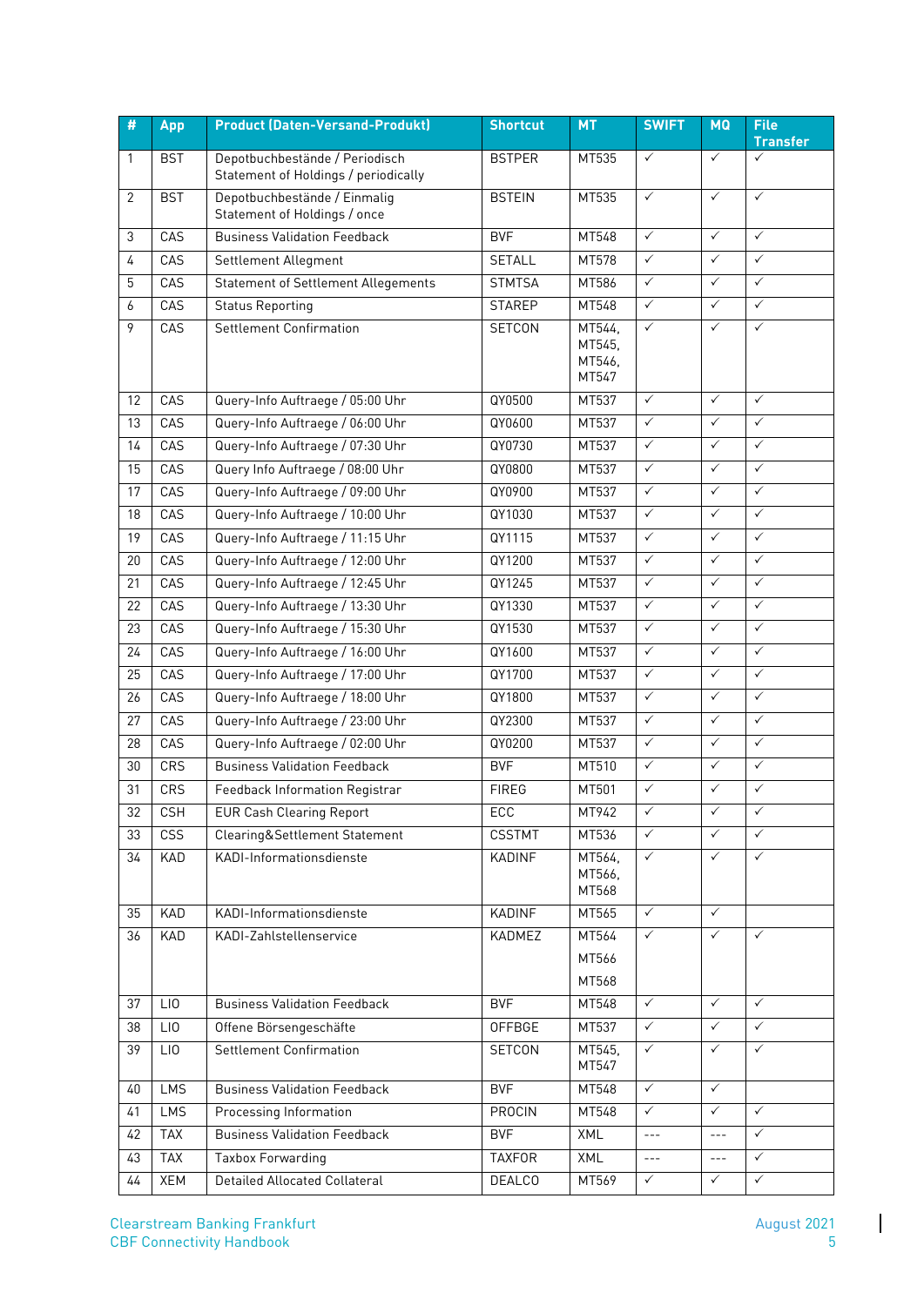| # | App | Product (Daten-Versand-Produkt) | Shortcut | MT | SWIFT | MQ | File Transfer |
|---|---|---|---|---|---|---|---|
| 1 | BST | Depotbuchbestände / Periodisch Statement of Holdings / periodically | BSTPER | MT535 | ✓ | ✓ | ✓ |
| 2 | BST | Depotbuchbestände / Einmalig Statement of Holdings / once | BSTEIN | MT535 | ✓ | ✓ | ✓ |
| 3 | CAS | Business Validation Feedback | BVF | MT548 | ✓ | ✓ | ✓ |
| 4 | CAS | Settlement Allegment | SETALL | MT578 | ✓ | ✓ | ✓ |
| 5 | CAS | Statement of Settlement Allegements | STMTSA | MT586 | ✓ | ✓ | ✓ |
| 6 | CAS | Status Reporting | STAREP | MT548 | ✓ | ✓ | ✓ |
| 9 | CAS | Settlement Confirmation | SETCON | MT544, MT545, MT546, MT547 | ✓ | ✓ | ✓ |
| 12 | CAS | Query-Info Auftraege / 05:00 Uhr | QY0500 | MT537 | ✓ | ✓ | ✓ |
| 13 | CAS | Query-Info Auftraege / 06:00 Uhr | QY0600 | MT537 | ✓ | ✓ | ✓ |
| 14 | CAS | Query-Info Auftraege / 07:30 Uhr | QY0730 | MT537 | ✓ | ✓ | ✓ |
| 15 | CAS | Query Info Auftraege / 08:00 Uhr | QY0800 | MT537 | ✓ | ✓ | ✓ |
| 17 | CAS | Query-Info Auftraege / 09:00 Uhr | QY0900 | MT537 | ✓ | ✓ | ✓ |
| 18 | CAS | Query-Info Auftraege / 10:00 Uhr | QY1030 | MT537 | ✓ | ✓ | ✓ |
| 19 | CAS | Query-Info Auftraege / 11:15 Uhr | QY1115 | MT537 | ✓ | ✓ | ✓ |
| 20 | CAS | Query-Info Auftraege / 12:00 Uhr | QY1200 | MT537 | ✓ | ✓ | ✓ |
| 21 | CAS | Query-Info Auftraege / 12:45 Uhr | QY1245 | MT537 | ✓ | ✓ | ✓ |
| 22 | CAS | Query-Info Auftraege / 13:30 Uhr | QY1330 | MT537 | ✓ | ✓ | ✓ |
| 23 | CAS | Query-Info Auftraege / 15:30 Uhr | QY1530 | MT537 | ✓ | ✓ | ✓ |
| 24 | CAS | Query-Info Auftraege / 16:00 Uhr | QY1600 | MT537 | ✓ | ✓ | ✓ |
| 25 | CAS | Query-Info Auftraege / 17:00 Uhr | QY1700 | MT537 | ✓ | ✓ | ✓ |
| 26 | CAS | Query-Info Auftraege / 18:00 Uhr | QY1800 | MT537 | ✓ | ✓ | ✓ |
| 27 | CAS | Query-Info Auftraege / 23:00 Uhr | QY2300 | MT537 | ✓ | ✓ | ✓ |
| 28 | CAS | Query-Info Auftraege / 02:00 Uhr | QY0200 | MT537 | ✓ | ✓ | ✓ |
| 30 | CRS | Business Validation Feedback | BVF | MT510 | ✓ | ✓ | ✓ |
| 31 | CRS | Feedback Information Registrar | FIREG | MT501 | ✓ | ✓ | ✓ |
| 32 | CSH | EUR Cash Clearing Report | ECC | MT942 | ✓ | ✓ | ✓ |
| 33 | CSS | Clearing&Settlement Statement | CSSTMT | MT536 | ✓ | ✓ | ✓ |
| 34 | KAD | KADI-Informationsdienste | KADINF | MT564, MT566, MT568 | ✓ | ✓ | ✓ |
| 35 | KAD | KADI-Informationsdienste | KADINF | MT565 | ✓ | ✓ | |
| 36 | KAD | KADI-Zahlstellenservice | KADMEZ | MT564 MT566 MT568 | ✓ | ✓ | ✓ |
| 37 | LIO | Business Validation Feedback | BVF | MT548 | ✓ | ✓ | ✓ |
| 38 | LIO | Offene Börsengeschäfte | OFFBGE | MT537 | ✓ | ✓ | ✓ |
| 39 | LIO | Settlement Confirmation | SETCON | MT545, MT547 | ✓ | ✓ | ✓ |
| 40 | LMS | Business Validation Feedback | BVF | MT548 | ✓ | ✓ | |
| 41 | LMS | Processing Information | PROCIN | MT548 | ✓ | ✓ | ✓ |
| 42 | TAX | Business Validation Feedback | BVF | XML | --- | --- | ✓ |
| 43 | TAX | Taxbox Forwarding | TAXFOR | XML | --- | --- | ✓ |
| 44 | XEM | Detailed Allocated Collateral | DEALCO | MT569 | ✓ | ✓ | ✓ |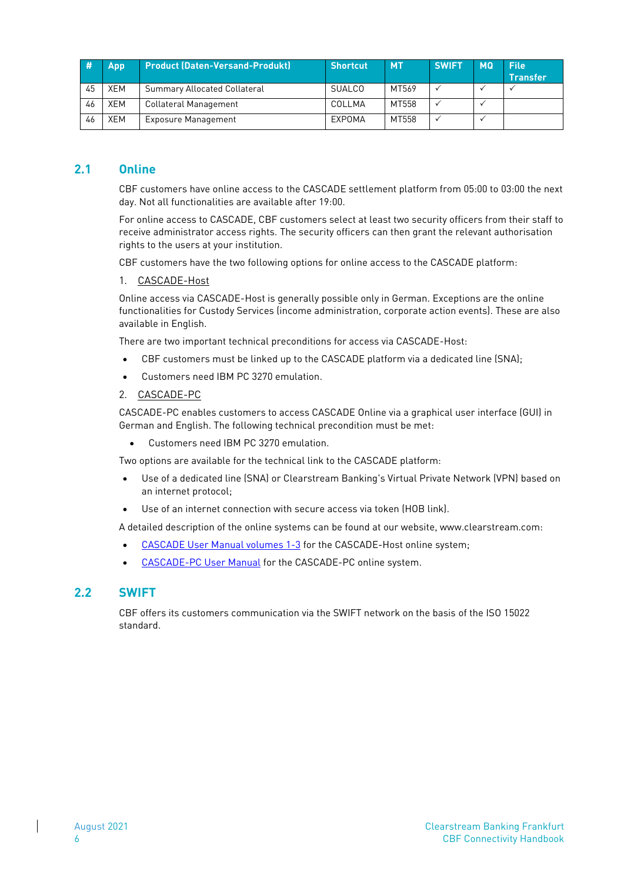| # | App | Product (Daten-Versand-Produkt) | Shortcut | MT | SWIFT | MQ | File Transfer |
|---|---|---|---|---|---|---|---|
| 45 | XEM | Summary Allocated Collateral | SUALCO | MT569 | ✓ | ✓ | ✓ |
| 46 | XEM | Collateral Management | COLLMA | MT558 | ✓ | ✓ | |
| 46 | XEM | Exposure Management | EXPOMA | MT558 | ✓ | ✓ | |

## 2.1 Online

CBF customers have online access to the CASCADE settlement platform from 05:00 to 03:00 the next day. Not all functionalities are available after 19:00.

For online access to CASCADE, CBF customers select at least two security officers from their staff to receive administrator access rights. The security officers can then grant the relevant authorisation rights to the users at your institution.

CBF customers have the two following options for online access to the CASCADE platform:

1. CASCADE-Host

Online access via CASCADE-Host is generally possible only in German. Exceptions are the online functionalities for Custody Services (income administration, corporate action events). These are also available in English.

There are two important technical preconditions for access via CASCADE-Host:

- CBF customers must be linked up to the CASCADE platform via a dedicated line (SNA);
- Customers need IBM PC 3270 emulation.

2. CASCADE-PC

CASCADE-PC enables customers to access CASCADE Online via a graphical user interface (GUI) in German and English. The following technical precondition must be met:

- Customers need IBM PC 3270 emulation.

Two options are available for the technical link to the CASCADE platform:

- Use of a dedicated line (SNA) or Clearstream Banking's Virtual Private Network (VPN) based on an internet protocol;
- Use of an internet connection with secure access via token (HOB link).

A detailed description of the online systems can be found at our website, www.clearstream.com:

- CASCADE User Manual volumes 1-3 for the CASCADE-Host online system;
- CASCADE-PC User Manual for the CASCADE-PC online system.

## 2.2 SWIFT

CBF offers its customers communication via the SWIFT network on the basis of the ISO 15022 standard.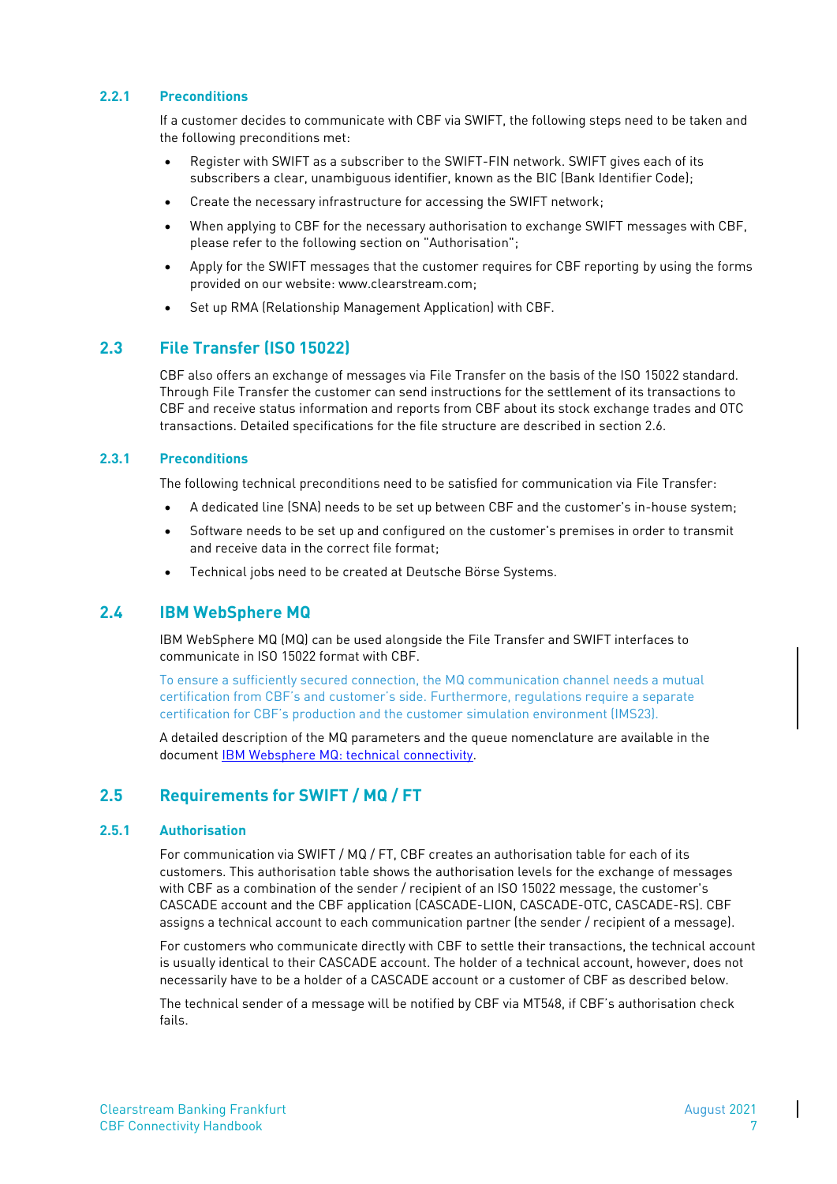### 2.2.1 Preconditions

If a customer decides to communicate with CBF via SWIFT, the following steps need to be taken and the following preconditions met:

- Register with SWIFT as a subscriber to the SWIFT-FIN network. SWIFT gives each of its subscribers a clear, unambiguous identifier, known as the BIC (Bank Identifier Code);
- Create the necessary infrastructure for accessing the SWIFT network;
- When applying to CBF for the necessary authorisation to exchange SWIFT messages with CBF, please refer to the following section on "Authorisation";
- Apply for the SWIFT messages that the customer requires for CBF reporting by using the forms provided on our website: www.clearstream.com;
- Set up RMA (Relationship Management Application) with CBF.

## 2.3 File Transfer (ISO 15022)

CBF also offers an exchange of messages via File Transfer on the basis of the ISO 15022 standard. Through File Transfer the customer can send instructions for the settlement of its transactions to CBF and receive status information and reports from CBF about its stock exchange trades and OTC transactions. Detailed specifications for the file structure are described in section 2.6.

### 2.3.1 Preconditions

The following technical preconditions need to be satisfied for communication via File Transfer:

- A dedicated line (SNA) needs to be set up between CBF and the customer's in-house system;
- Software needs to be set up and configured on the customer's premises in order to transmit and receive data in the correct file format;
- Technical jobs need to be created at Deutsche Börse Systems.

## 2.4 IBM WebSphere MQ

IBM WebSphere MQ (MQ) can be used alongside the File Transfer and SWIFT interfaces to communicate in ISO 15022 format with CBF.

To ensure a sufficiently secured connection, the MQ communication channel needs a mutual certification from CBF's and customer's side. Furthermore, regulations require a separate certification for CBF's production and the customer simulation environment (IMS23).

A detailed description of the MQ parameters and the queue nomenclature are available in the document [IBM Websphere MQ: technical connectivity](IBM Websphere MQ: technical connectivity).

## 2.5 Requirements for SWIFT / MQ / FT

### 2.5.1 Authorisation

For communication via SWIFT / MQ / FT, CBF creates an authorisation table for each of its customers. This authorisation table shows the authorisation levels for the exchange of messages with CBF as a combination of the sender / recipient of an ISO 15022 message, the customer's CASCADE account and the CBF application (CASCADE-LION, CASCADE-OTC, CASCADE-RS). CBF assigns a technical account to each communication partner (the sender / recipient of a message).

For customers who communicate directly with CBF to settle their transactions, the technical account is usually identical to their CASCADE account. The holder of a technical account, however, does not necessarily have to be a holder of a CASCADE account or a customer of CBF as described below.

The technical sender of a message will be notified by CBF via MT548, if CBF's authorisation check fails.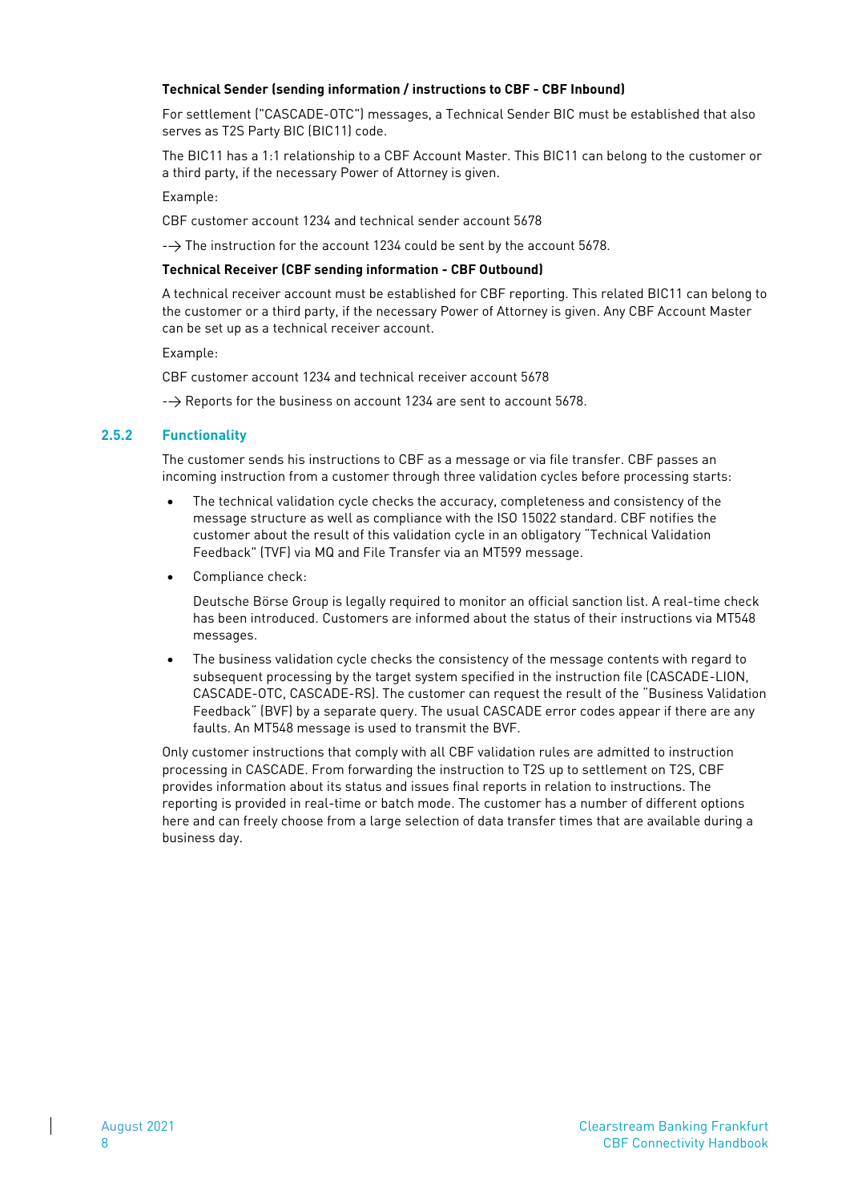**Technical Sender (sending information / instructions to CBF - CBF Inbound)**

For settlement ("CASCADE-OTC") messages, a Technical Sender BIC must be established that also serves as T2S Party BIC (BIC11) code.

The BIC11 has a 1:1 relationship to a CBF Account Master. This BIC11 can belong to the customer or a third party, if the necessary Power of Attorney is given.

Example:

CBF customer account 1234 and technical sender account 5678

--> The instruction for the account 1234 could be sent by the account 5678.

**Technical Receiver (CBF sending information - CBF Outbound)**

A technical receiver account must be established for CBF reporting. This related BIC11 can belong to the customer or a third party, if the necessary Power of Attorney is given. Any CBF Account Master can be set up as a technical receiver account.

Example:

CBF customer account 1234 and technical receiver account 5678

--> Reports for the business on account 1234 are sent to account 5678.

### 2.5.2 Functionality

The customer sends his instructions to CBF as a message or via file transfer. CBF passes an incoming instruction from a customer through three validation cycles before processing starts:

- The technical validation cycle checks the accuracy, completeness and consistency of the message structure as well as compliance with the ISO 15022 standard. CBF notifies the customer about the result of this validation cycle in an obligatory "Technical Validation Feedback" (TVF) via MQ and File Transfer via an MT599 message.
- Compliance check:

  Deutsche Börse Group is legally required to monitor an official sanction list. A real-time check has been introduced. Customers are informed about the status of their instructions via MT548 messages.
- The business validation cycle checks the consistency of the message contents with regard to subsequent processing by the target system specified in the instruction file (CASCADE-LION, CASCADE-OTC, CASCADE-RS). The customer can request the result of the "Business Validation Feedback" (BVF) by a separate query. The usual CASCADE error codes appear if there are any faults. An MT548 message is used to transmit the BVF.

Only customer instructions that comply with all CBF validation rules are admitted to instruction processing in CASCADE. From forwarding the instruction to T2S up to settlement on T2S, CBF provides information about its status and issues final reports in relation to instructions. The reporting is provided in real-time or batch mode. The customer has a number of different options here and can freely choose from a large selection of data transfer times that are available during a business day.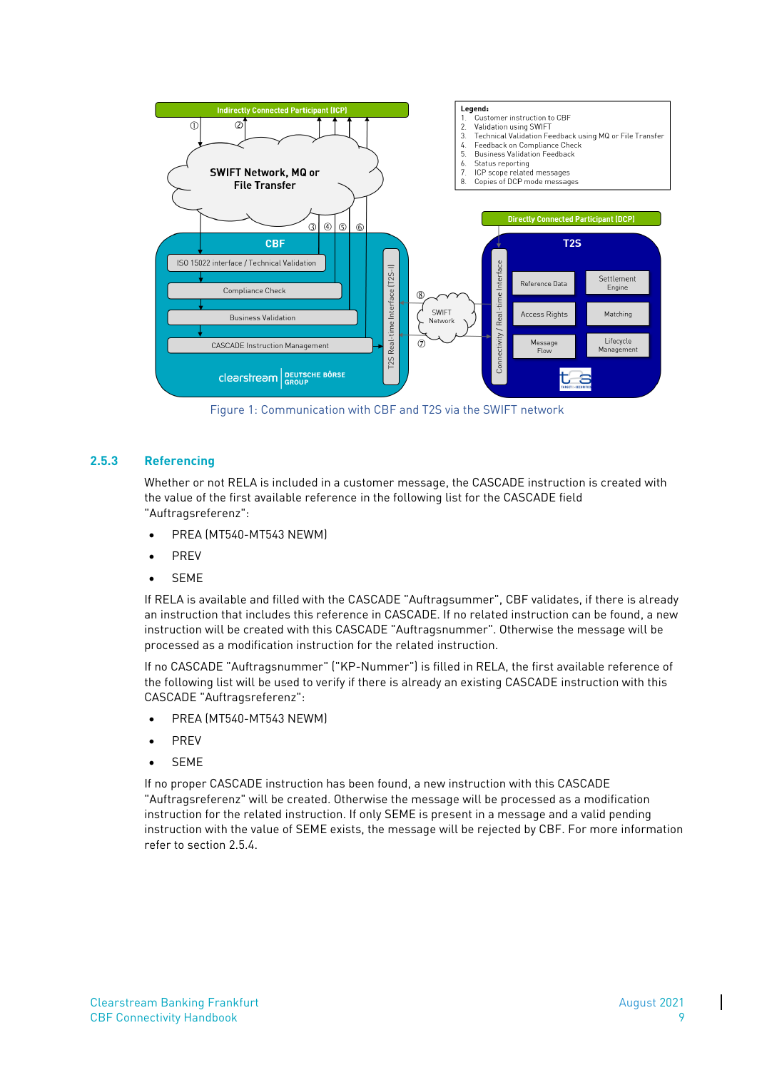Figure 1: Communication with CBF and T2S via the SWIFT network

### 2.5.3 Referencing

Whether or not RELA is included in a customer message, the CASCADE instruction is created with the value of the first available reference in the following list for the CASCADE field "Auftragsreferenz":

- PREA (MT540-MT543 NEWM)
- PREV
- SEME

If RELA is available and filled with the CASCADE "Auftragsummer", CBF validates, if there is already an instruction that includes this reference in CASCADE. If no related instruction can be found, a new instruction will be created with this CASCADE "Auftragsnummer". Otherwise the message will be processed as a modification instruction for the related instruction.

If no CASCADE "Auftragsnummer" ("KP-Nummer") is filled in RELA, the first available reference of the following list will be used to verify if there is already an existing CASCADE instruction with this CASCADE "Auftragsreferenz":

- PREA (MT540-MT543 NEWM)
- PREV
- SEME

If no proper CASCADE instruction has been found, a new instruction with this CASCADE "Auftragsreferenz" will be created. Otherwise the message will be processed as a modification instruction for the related instruction. If only SEME is present in a message and a valid pending instruction with the value of SEME exists, the message will be rejected by CBF. For more information refer to section 2.5.4.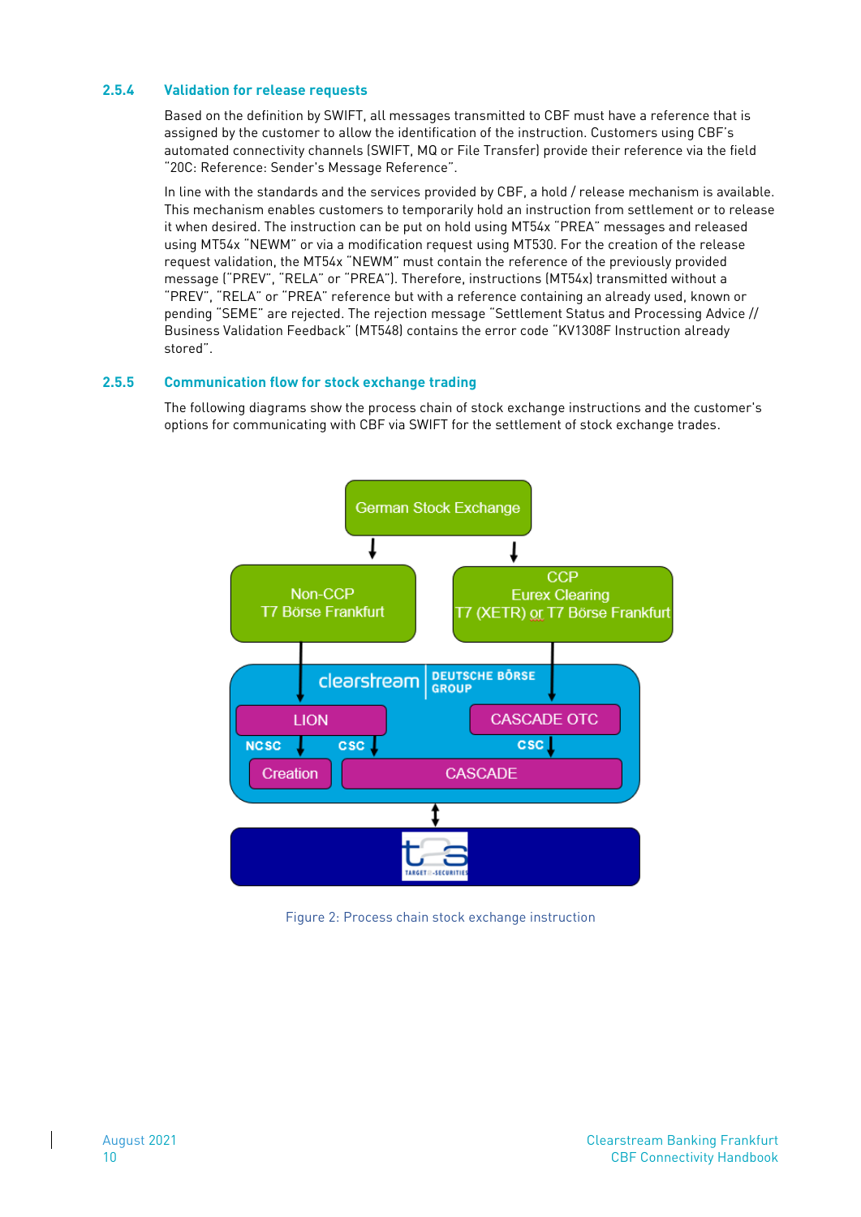### 2.5.4 Validation for release requests

Based on the definition by SWIFT, all messages transmitted to CBF must have a reference that is assigned by the customer to allow the identification of the instruction. Customers using CBF's automated connectivity channels (SWIFT, MQ or File Transfer) provide their reference via the field "20C: Reference: Sender's Message Reference".

In line with the standards and the services provided by CBF, a hold / release mechanism is available. This mechanism enables customers to temporarily hold an instruction from settlement or to release it when desired. The instruction can be put on hold using MT54x "PREA" messages and released using MT54x "NEWM" or via a modification request using MT530. For the creation of the release request validation, the MT54x "NEWM" must contain the reference of the previously provided message ("PREV", "RELA" or "PREA"). Therefore, instructions (MT54x) transmitted without a "PREV", "RELA" or "PREA" reference but with a reference containing an already used, known or pending "SEME" are rejected. The rejection message "Settlement Status and Processing Advice // Business Validation Feedback" (MT548) contains the error code "KV1308F Instruction already stored".

### 2.5.5 Communication flow for stock exchange trading

The following diagrams show the process chain of stock exchange instructions and the customer's options for communicating with CBF via SWIFT for the settlement of stock exchange trades.

Figure 2: Process chain stock exchange instruction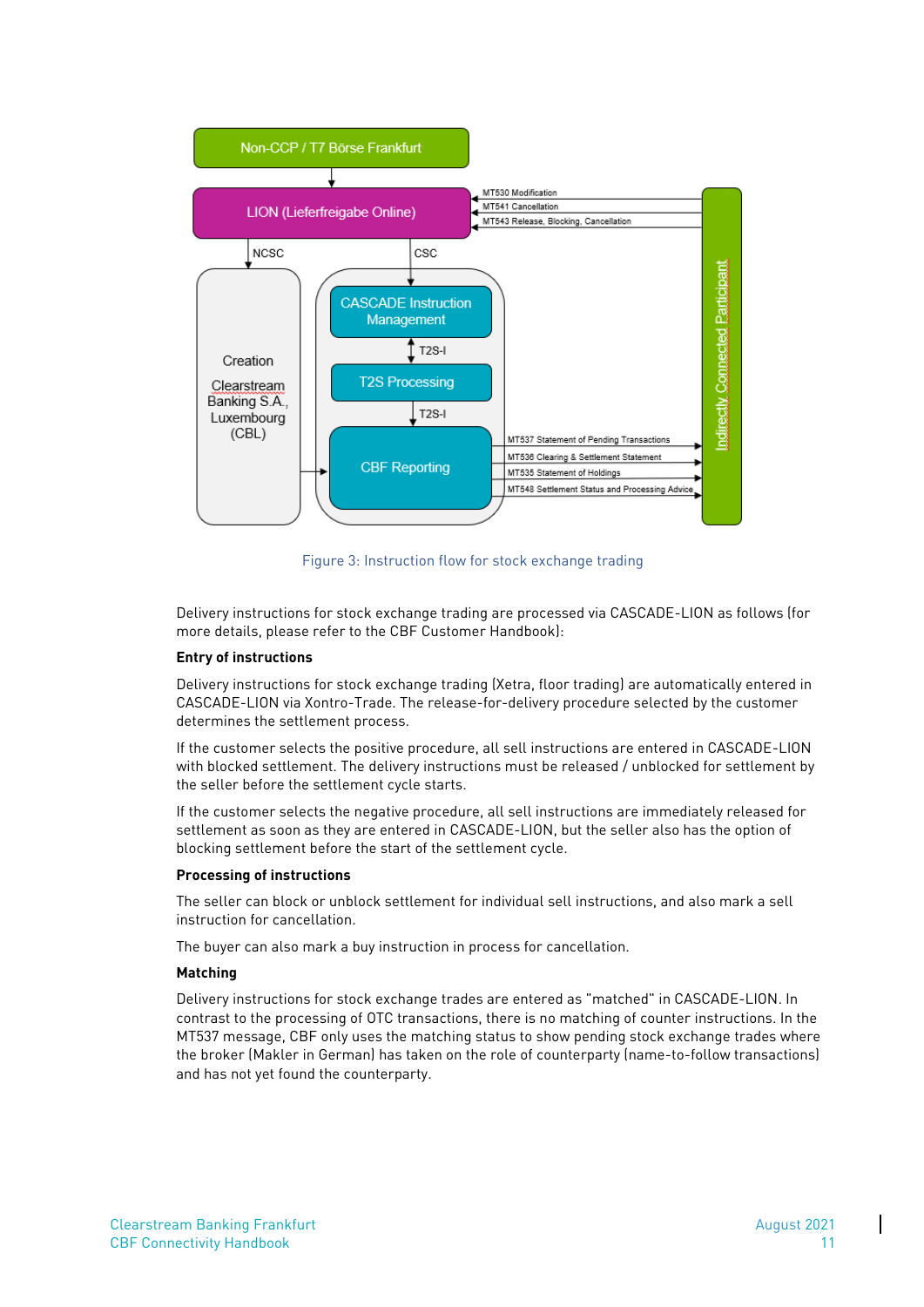Figure 3: Instruction flow for stock exchange trading

Delivery instructions for stock exchange trading are processed via CASCADE-LION as follows (for more details, please refer to the CBF Customer Handbook):

**Entry of instructions**

Delivery instructions for stock exchange trading (Xetra, floor trading) are automatically entered in CASCADE-LION via Xontro-Trade. The release-for-delivery procedure selected by the customer determines the settlement process.

If the customer selects the positive procedure, all sell instructions are entered in CASCADE-LION with blocked settlement. The delivery instructions must be released / unblocked for settlement by the seller before the settlement cycle starts.

If the customer selects the negative procedure, all sell instructions are immediately released for settlement as soon as they are entered in CASCADE-LION, but the seller also has the option of blocking settlement before the start of the settlement cycle.

**Processing of instructions**

The seller can block or unblock settlement for individual sell instructions, and also mark a sell instruction for cancellation.

The buyer can also mark a buy instruction in process for cancellation.

**Matching**

Delivery instructions for stock exchange trades are entered as "matched" in CASCADE-LION. In contrast to the processing of OTC transactions, there is no matching of counter instructions. In the MT537 message, CBF only uses the matching status to show pending stock exchange trades where the broker (Makler in German) has taken on the role of counterparty (name-to-follow transactions) and has not yet found the counterparty.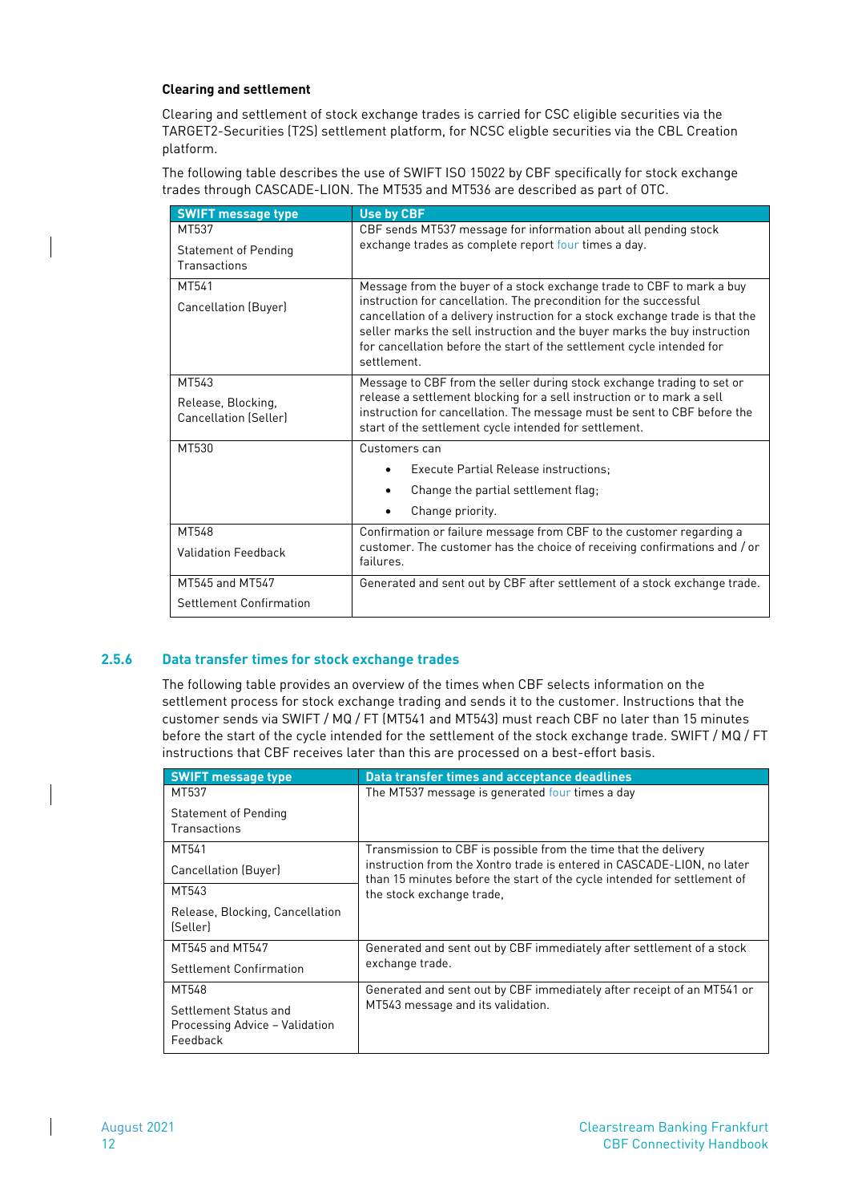**Clearing and settlement**

Clearing and settlement of stock exchange trades is carried for CSC eligible securities via the TARGET2-Securities (T2S) settlement platform, for NCSC eligble securities via the CBL Creation platform.

The following table describes the use of SWIFT ISO 15022 by CBF specifically for stock exchange trades through CASCADE-LION. The MT535 and MT536 are described as part of OTC.

| SWIFT message type | Use by CBF |
|---|---|
| MT537<br><br>Statement of Pending Transactions | CBF sends MT537 message for information about all pending stock exchange trades as complete report four times a day. |
| MT541<br><br>Cancellation (Buyer) | Message from the buyer of a stock exchange trade to CBF to mark a buy instruction for cancellation. The precondition for the successful cancellation of a delivery instruction for a stock exchange trade is that the seller marks the sell instruction and the buyer marks the buy instruction for cancellation before the start of the settlement cycle intended for settlement. |
| MT543<br><br>Release, Blocking, Cancellation (Seller) | Message to CBF from the seller during stock exchange trading to set or release a settlement blocking for a sell instruction or to mark a sell instruction for cancellation. The message must be sent to CBF before the start of the settlement cycle intended for settlement. |
| MT530 | Customers can<br>• Execute Partial Release instructions;<br>• Change the partial settlement flag;<br>• Change priority. |
| MT548<br><br>Validation Feedback | Confirmation or failure message from CBF to the customer regarding a customer. The customer has the choice of receiving confirmations and / or failures. |
| MT545 and MT547<br><br>Settlement Confirmation | Generated and sent out by CBF after settlement of a stock exchange trade. |

### 2.5.6 Data transfer times for stock exchange trades

The following table provides an overview of the times when CBF selects information on the settlement process for stock exchange trading and sends it to the customer. Instructions that the customer sends via SWIFT / MQ / FT (MT541 and MT543) must reach CBF no later than 15 minutes before the start of the cycle intended for the settlement of the stock exchange trade. SWIFT / MQ / FT instructions that CBF receives later than this are processed on a best-effort basis.

| SWIFT message type | Data transfer times and acceptance deadlines |
|---|---|
| MT537<br><br>Statement of Pending Transactions | The MT537 message is generated four times a day |
| MT541<br><br>Cancellation (Buyer)<br><br>MT543<br><br>Release, Blocking, Cancellation (Seller) | Transmission to CBF is possible from the time that the delivery instruction from the Xontro trade is entered in CASCADE-LION, no later than 15 minutes before the start of the cycle intended for settlement of the stock exchange trade, |
| MT545 and MT547<br><br>Settlement Confirmation | Generated and sent out by CBF immediately after settlement of a stock exchange trade. |
| MT548<br><br>Settlement Status and Processing Advice – Validation Feedback | Generated and sent out by CBF immediately after receipt of an MT541 or MT543 message and its validation. |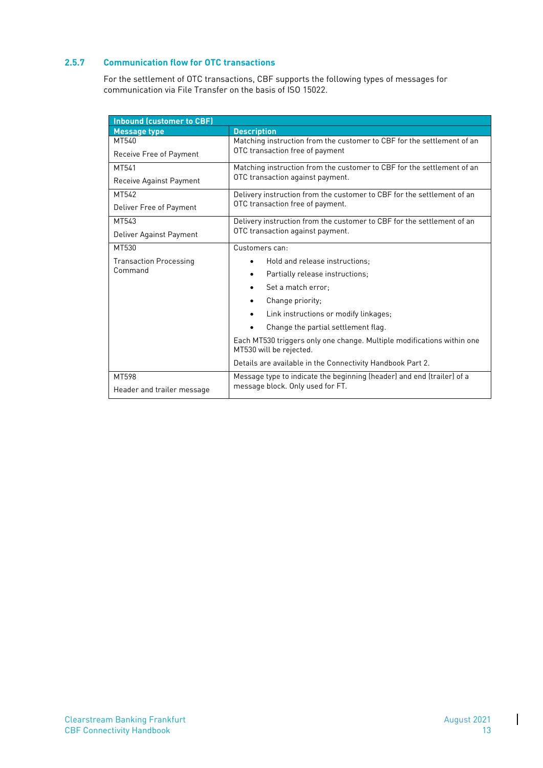### 2.5.7 Communication flow for OTC transactions

For the settlement of OTC transactions, CBF supports the following types of messages for communication via File Transfer on the basis of ISO 15022.

| **Inbound (customer to CBF)** | |
|---|---|
| **Message type** | **Description** |
| MT540<br><br>Receive Free of Payment | Matching instruction from the customer to CBF for the settlement of an OTC transaction free of payment |
| MT541<br><br>Receive Against Payment | Matching instruction from the customer to CBF for the settlement of an OTC transaction against payment. |
| MT542<br><br>Deliver Free of Payment | Delivery instruction from the customer to CBF for the settlement of an OTC transaction free of payment. |
| MT543<br><br>Deliver Against Payment | Delivery instruction from the customer to CBF for the settlement of an OTC transaction against payment. |
| MT530<br><br>Transaction Processing Command | Customers can:<br>• Hold and release instructions;<br>• Partially release instructions;<br>• Set a match error;<br>• Change priority;<br>• Link instructions or modify linkages;<br>• Change the partial settlement flag.<br><br>Each MT530 triggers only one change. Multiple modifications within one MT530 will be rejected.<br><br>Details are available in the Connectivity Handbook Part 2. |
| MT598<br><br>Header and trailer message | Message type to indicate the beginning (header) and end (trailer) of a message block. Only used for FT. |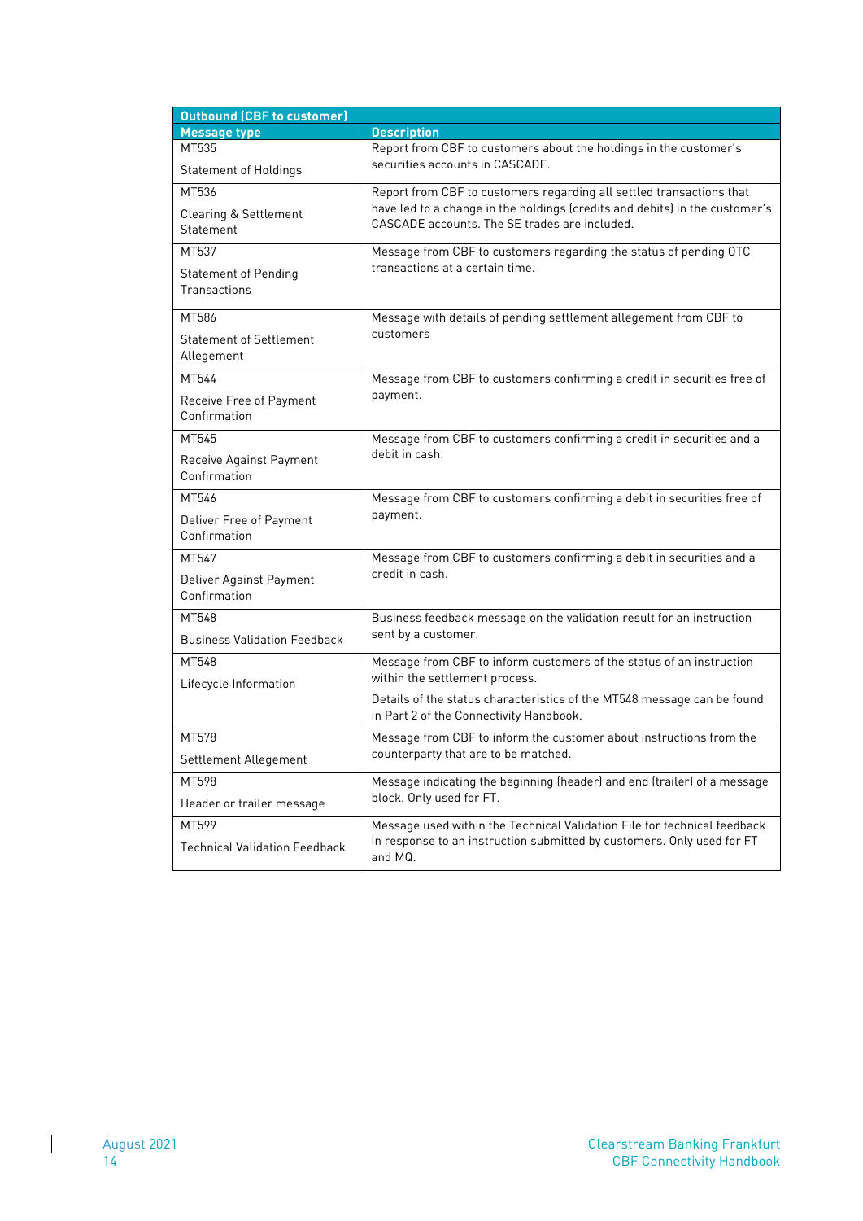| Outbound (CBF to customer) | |
|---|---|
| **Message type** | **Description** |
| MT535<br>Statement of Holdings | Report from CBF to customers about the holdings in the customer's securities accounts in CASCADE. |
| MT536<br>Clearing & Settlement Statement | Report from CBF to customers regarding all settled transactions that have led to a change in the holdings (credits and debits) in the customer's CASCADE accounts. The SE trades are included. |
| MT537<br>Statement of Pending Transactions | Message from CBF to customers regarding the status of pending OTC transactions at a certain time. |
| MT586<br>Statement of Settlement Allegement | Message with details of pending settlement allegement from CBF to customers |
| MT544<br>Receive Free of Payment Confirmation | Message from CBF to customers confirming a credit in securities free of payment. |
| MT545<br>Receive Against Payment Confirmation | Message from CBF to customers confirming a credit in securities and a debit in cash. |
| MT546<br>Deliver Free of Payment Confirmation | Message from CBF to customers confirming a debit in securities free of payment. |
| MT547<br>Deliver Against Payment Confirmation | Message from CBF to customers confirming a debit in securities and a credit in cash. |
| MT548<br>Business Validation Feedback | Business feedback message on the validation result for an instruction sent by a customer. |
| MT548<br>Lifecycle Information | Message from CBF to inform customers of the status of an instruction within the settlement process.<br>Details of the status characteristics of the MT548 message can be found in Part 2 of the Connectivity Handbook. |
| MT578<br>Settlement Allegement | Message from CBF to inform the customer about instructions from the counterparty that are to be matched. |
| MT598<br>Header or trailer message | Message indicating the beginning (header) and end (trailer) of a message block. Only used for FT. |
| MT599<br>Technical Validation Feedback | Message used within the Technical Validation File for technical feedback in response to an instruction submitted by customers. Only used for FT and MQ. |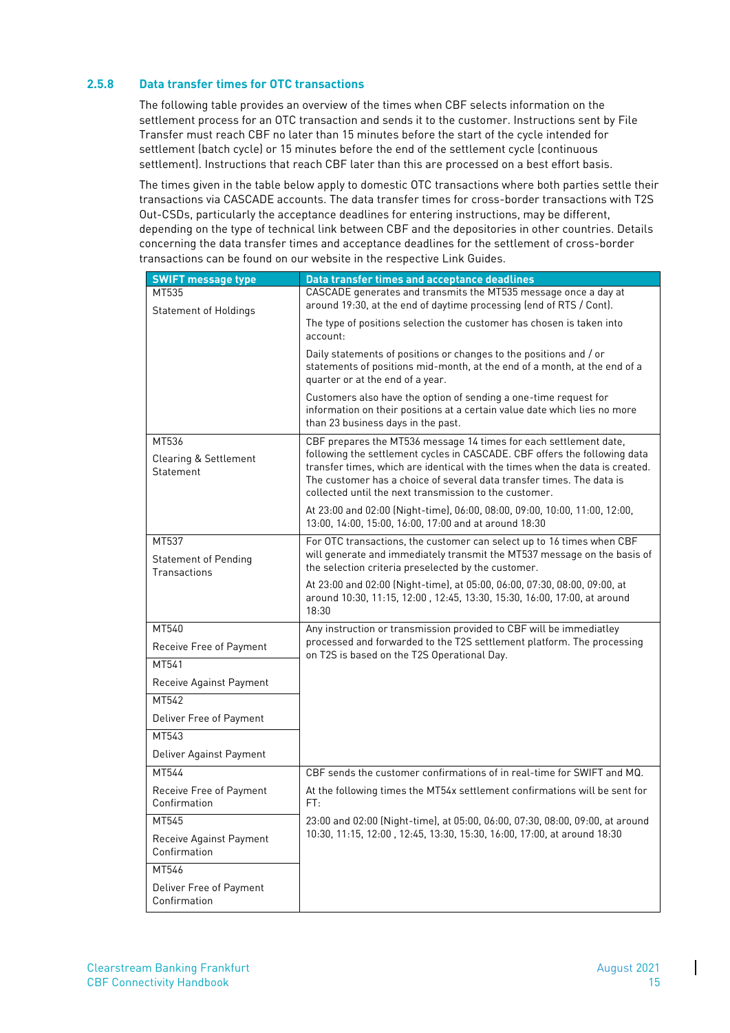### 2.5.8 Data transfer times for OTC transactions

The following table provides an overview of the times when CBF selects information on the settlement process for an OTC transaction and sends it to the customer. Instructions sent by File Transfer must reach CBF no later than 15 minutes before the start of the cycle intended for settlement (batch cycle) or 15 minutes before the end of the settlement cycle (continuous settlement). Instructions that reach CBF later than this are processed on a best effort basis.

The times given in the table below apply to domestic OTC transactions where both parties settle their transactions via CASCADE accounts. The data transfer times for cross-border transactions with T2S Out-CSDs, particularly the acceptance deadlines for entering instructions, may be different, depending on the type of technical link between CBF and the depositories in other countries. Details concerning the data transfer times and acceptance deadlines for the settlement of cross-border transactions can be found on our website in the respective Link Guides.

| SWIFT message type | Data transfer times and acceptance deadlines |
|---|---|
| MT535<br><br>Statement of Holdings | CASCADE generates and transmits the MT535 message once a day at around 19:30, at the end of daytime processing (end of RTS / Cont).<br><br>The type of positions selection the customer has chosen is taken into account:<br><br>Daily statements of positions or changes to the positions and / or statements of positions mid-month, at the end of a month, at the end of a quarter or at the end of a year.<br><br>Customers also have the option of sending a one-time request for information on their positions at a certain value date which lies no more than 23 business days in the past. |
| MT536<br><br>Clearing & Settlement Statement | CBF prepares the MT536 message 14 times for each settlement date, following the settlement cycles in CASCADE. CBF offers the following data transfer times, which are identical with the times when the data is created. The customer has a choice of several data transfer times. The data is collected until the next transmission to the customer.<br><br>At 23:00 and 02:00 (Night-time), 06:00, 08:00, 09:00, 10:00, 11:00, 12:00, 13:00, 14:00, 15:00, 16:00, 17:00 and at around 18:30 |
| MT537<br><br>Statement of Pending Transactions | For OTC transactions, the customer can select up to 16 times when CBF will generate and immediately transmit the MT537 message on the basis of the selection criteria preselected by the customer.<br><br>At 23:00 and 02:00 (Night-time), at 05:00, 06:00, 07:30, 08:00, 09:00, at around 10:30, 11:15, 12:00 , 12:45, 13:30, 15:30, 16:00, 17:00, at around 18:30 |
| MT540<br><br>Receive Free of Payment | Any instruction or transmission provided to CBF will be immediatley processed and forwarded to the T2S settlement platform. The processing on T2S is based on the T2S Operational Day. |
| MT541<br><br>Receive Against Payment | |
| MT542<br><br>Deliver Free of Payment | |
| MT543<br><br>Deliver Against Payment | |
| MT544<br><br>Receive Free of Payment Confirmation | CBF sends the customer confirmations of in real-time for SWIFT and MQ.<br><br>At the following times the MT54x settlement confirmations will be sent for FT:<br><br>23:00 and 02:00 (Night-time), at 05:00, 06:00, 07:30, 08:00, 09:00, at around 10:30, 11:15, 12:00 , 12:45, 13:30, 15:30, 16:00, 17:00, at around 18:30 |
| MT545<br><br>Receive Against Payment Confirmation | |
| MT546<br><br>Deliver Free of Payment Confirmation | |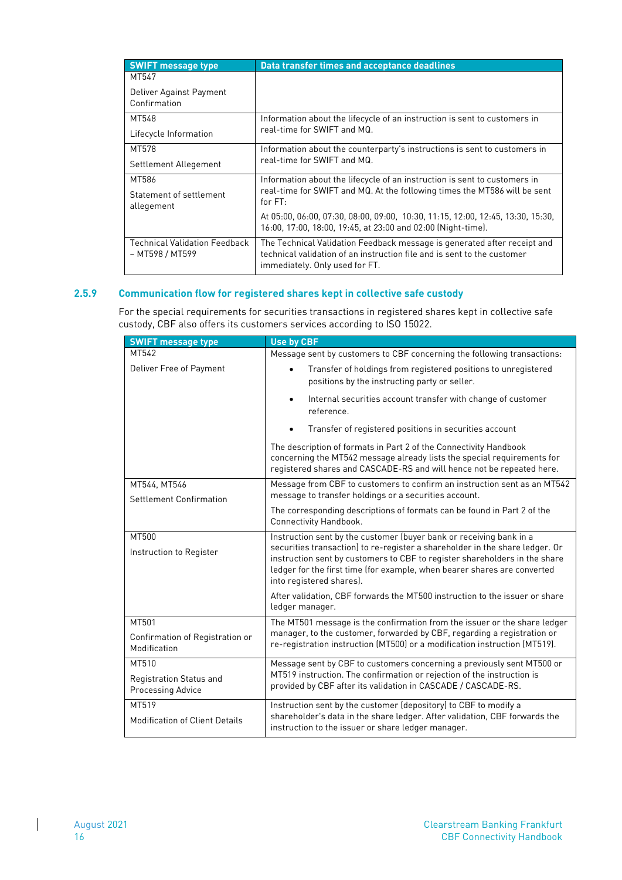| SWIFT message type | Data transfer times and acceptance deadlines |
|---|---|
| MT547<br><br>Deliver Against Payment Confirmation | |
| MT548<br><br>Lifecycle Information | Information about the lifecycle of an instruction is sent to customers in real-time for SWIFT and MQ. |
| MT578<br><br>Settlement Allegement | Information about the counterparty's instructions is sent to customers in real-time for SWIFT and MQ. |
| MT586<br><br>Statement of settlement allegement | Information about the lifecycle of an instruction is sent to customers in real-time for SWIFT and MQ. At the following times the MT586 will be sent for FT:<br><br>At 05:00, 06:00, 07:30, 08:00, 09:00, 10:30, 11:15, 12:00, 12:45, 13:30, 15:30, 16:00, 17:00, 18:00, 19:45, at 23:00 and 02:00 (Night-time). |
| Technical Validation Feedback – MT598 / MT599 | The Technical Validation Feedback message is generated after receipt and technical validation of an instruction file and is sent to the customer immediately. Only used for FT. |

### 2.5.9 Communication flow for registered shares kept in collective safe custody

For the special requirements for securities transactions in registered shares kept in collective safe custody, CBF also offers its customers services according to ISO 15022.

| SWIFT message type | Use by CBF |
|---|---|
| MT542<br><br>Deliver Free of Payment | Message sent by customers to CBF concerning the following transactions:<br><br>• Transfer of holdings from registered positions to unregistered positions by the instructing party or seller.<br>• Internal securities account transfer with change of customer reference.<br>• Transfer of registered positions in securities account<br><br>The description of formats in Part 2 of the Connectivity Handbook concerning the MT542 message already lists the special requirements for registered shares and CASCADE-RS and will hence not be repeated here. |
| MT544, MT546<br><br>Settlement Confirmation | Message from CBF to customers to confirm an instruction sent as an MT542 message to transfer holdings or a securities account.<br><br>The corresponding descriptions of formats can be found in Part 2 of the Connectivity Handbook. |
| MT500<br><br>Instruction to Register | Instruction sent by the customer (buyer bank or receiving bank in a securities transaction) to re-register a shareholder in the share ledger. Or instruction sent by customers to CBF to register shareholders in the share ledger for the first time (for example, when bearer shares are converted into registered shares).<br><br>After validation, CBF forwards the MT500 instruction to the issuer or share ledger manager. |
| MT501<br><br>Confirmation of Registration or Modification | The MT501 message is the confirmation from the issuer or the share ledger manager, to the customer, forwarded by CBF, regarding a registration or re-registration instruction (MT500) or a modification instruction (MT519). |
| MT510<br><br>Registration Status and Processing Advice | Message sent by CBF to customers concerning a previously sent MT500 or MT519 instruction. The confirmation or rejection of the instruction is provided by CBF after its validation in CASCADE / CASCADE-RS. |
| MT519<br><br>Modification of Client Details | Instruction sent by the customer (depository) to CBF to modify a shareholder's data in the share ledger. After validation, CBF forwards the instruction to the issuer or share ledger manager. |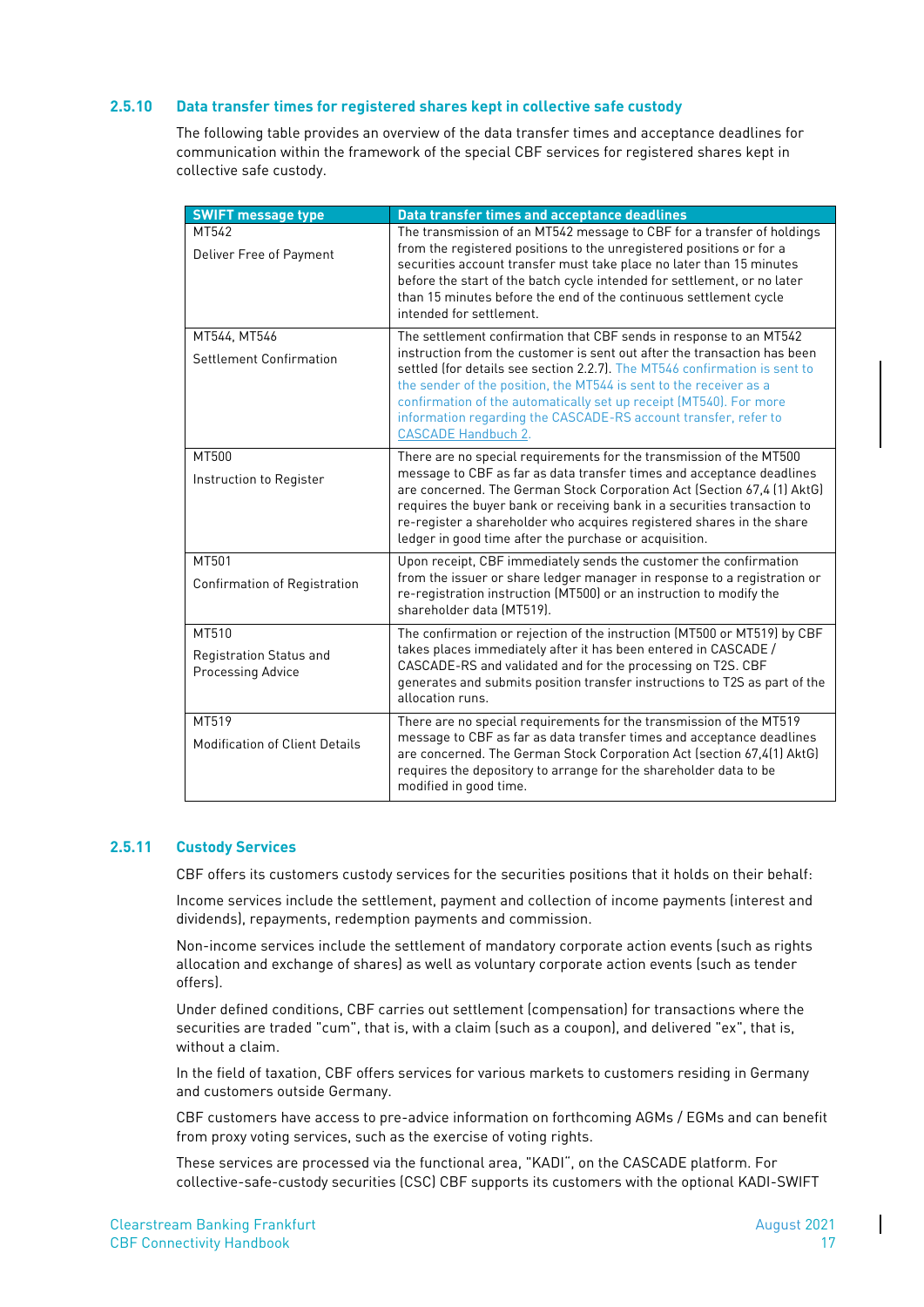### 2.5.10 Data transfer times for registered shares kept in collective safe custody

The following table provides an overview of the data transfer times and acceptance deadlines for communication within the framework of the special CBF services for registered shares kept in collective safe custody.

| SWIFT message type | Data transfer times and acceptance deadlines |
|---|---|
| MT542<br><br>Deliver Free of Payment | The transmission of an MT542 message to CBF for a transfer of holdings from the registered positions to the unregistered positions or for a securities account transfer must take place no later than 15 minutes before the start of the batch cycle intended for settlement, or no later than 15 minutes before the end of the continuous settlement cycle intended for settlement. |
| MT544, MT546<br><br>Settlement Confirmation | The settlement confirmation that CBF sends in response to an MT542 instruction from the customer is sent out after the transaction has been settled (for details see section 2.2.7). The MT546 confirmation is sent to the sender of the position, the MT544 is sent to the receiver as a confirmation of the automatically set up receipt (MT540). For more information regarding the CASCADE-RS account transfer, refer to CASCADE Handbuch 2. |
| MT500<br><br>Instruction to Register | There are no special requirements for the transmission of the MT500 message to CBF as far as data transfer times and acceptance deadlines are concerned. The German Stock Corporation Act (Section 67,4 (1) AktG) requires the buyer bank or receiving bank in a securities transaction to re-register a shareholder who acquires registered shares in the share ledger in good time after the purchase or acquisition. |
| MT501<br><br>Confirmation of Registration | Upon receipt, CBF immediately sends the customer the confirmation from the issuer or share ledger manager in response to a registration or re-registration instruction (MT500) or an instruction to modify the shareholder data (MT519). |
| MT510<br><br>Registration Status and Processing Advice | The confirmation or rejection of the instruction (MT500 or MT519) by CBF takes places immediately after it has been entered in CASCADE / CASCADE-RS and validated and for the processing on T2S. CBF generates and submits position transfer instructions to T2S as part of the allocation runs. |
| MT519<br><br>Modification of Client Details | There are no special requirements for the transmission of the MT519 message to CBF as far as data transfer times and acceptance deadlines are concerned. The German Stock Corporation Act (section 67,4(1) AktG) requires the depository to arrange for the shareholder data to be modified in good time. |

### 2.5.11 Custody Services

CBF offers its customers custody services for the securities positions that it holds on their behalf:

Income services include the settlement, payment and collection of income payments (interest and dividends), repayments, redemption payments and commission.

Non-income services include the settlement of mandatory corporate action events (such as rights allocation and exchange of shares) as well as voluntary corporate action events (such as tender offers).

Under defined conditions, CBF carries out settlement (compensation) for transactions where the securities are traded "cum", that is, with a claim (such as a coupon), and delivered "ex", that is, without a claim.

In the field of taxation, CBF offers services for various markets to customers residing in Germany and customers outside Germany.

CBF customers have access to pre-advice information on forthcoming AGMs / EGMs and can benefit from proxy voting services, such as the exercise of voting rights.

These services are processed via the functional area, "KADI", on the CASCADE platform. For collective-safe-custody securities (CSC) CBF supports its customers with the optional KADI-SWIFT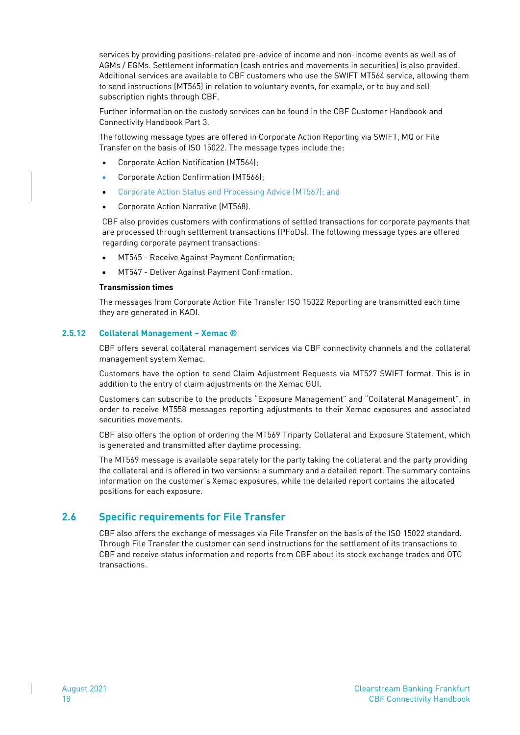services by providing positions-related pre-advice of income and non-income events as well as of AGMs / EGMs. Settlement information (cash entries and movements in securities) is also provided. Additional services are available to CBF customers who use the SWIFT MT564 service, allowing them to send instructions (MT565) in relation to voluntary events, for example, or to buy and sell subscription rights through CBF.

Further information on the custody services can be found in the CBF Customer Handbook and Connectivity Handbook Part 3.

The following message types are offered in Corporate Action Reporting via SWIFT, MQ or File Transfer on the basis of ISO 15022. The message types include the:

- Corporate Action Notification (MT564);
- Corporate Action Confirmation (MT566);
- Corporate Action Status and Processing Advice (MT567); and
- Corporate Action Narrative (MT568).

CBF also provides customers with confirmations of settled transactions for corporate payments that are processed through settlement transactions (PFoDs). The following message types are offered regarding corporate payment transactions:

- MT545 - Receive Against Payment Confirmation;
- MT547 - Deliver Against Payment Confirmation.

**Transmission times**

The messages from Corporate Action File Transfer ISO 15022 Reporting are transmitted each time they are generated in KADI.

### 2.5.12 Collateral Management – Xemac ®

CBF offers several collateral management services via CBF connectivity channels and the collateral management system Xemac.

Customers have the option to send Claim Adjustment Requests via MT527 SWIFT format. This is in addition to the entry of claim adjustments on the Xemac GUI.

Customers can subscribe to the products "Exposure Management" and "Collateral Management", in order to receive MT558 messages reporting adjustments to their Xemac exposures and associated securities movements.

CBF also offers the option of ordering the MT569 Triparty Collateral and Exposure Statement, which is generated and transmitted after daytime processing.

The MT569 message is available separately for the party taking the collateral and the party providing the collateral and is offered in two versions: a summary and a detailed report. The summary contains information on the customer's Xemac exposures, while the detailed report contains the allocated positions for each exposure.

## 2.6 Specific requirements for File Transfer

CBF also offers the exchange of messages via File Transfer on the basis of the ISO 15022 standard. Through File Transfer the customer can send instructions for the settlement of its transactions to CBF and receive status information and reports from CBF about its stock exchange trades and OTC transactions.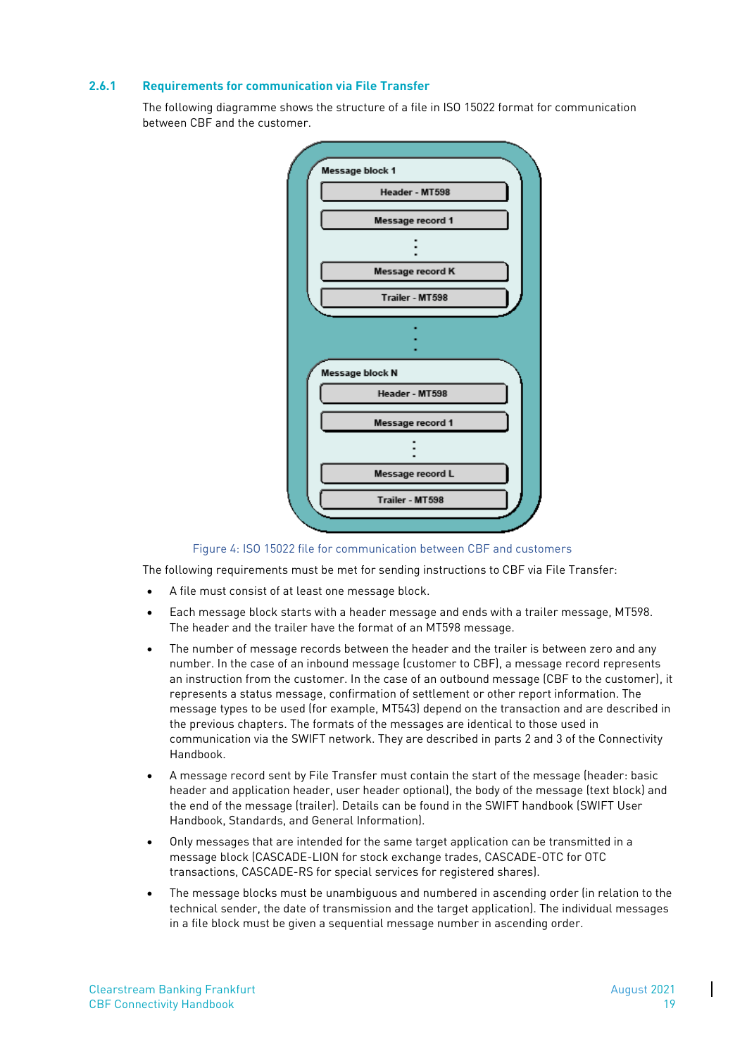### 2.6.1 Requirements for communication via File Transfer

The following diagramme shows the structure of a file in ISO 15022 format for communication between CBF and the customer.

Figure 4: ISO 15022 file for communication between CBF and customers

The following requirements must be met for sending instructions to CBF via File Transfer:

- A file must consist of at least one message block.
- Each message block starts with a header message and ends with a trailer message, MT598. The header and the trailer have the format of an MT598 message.
- The number of message records between the header and the trailer is between zero and any number. In the case of an inbound message (customer to CBF), a message record represents an instruction from the customer. In the case of an outbound message (CBF to the customer), it represents a status message, confirmation of settlement or other report information. The message types to be used (for example, MT543) depend on the transaction and are described in the previous chapters. The formats of the messages are identical to those used in communication via the SWIFT network. They are described in parts 2 and 3 of the Connectivity Handbook.
- A message record sent by File Transfer must contain the start of the message (header: basic header and application header, user header optional), the body of the message (text block) and the end of the message (trailer). Details can be found in the SWIFT handbook (SWIFT User Handbook, Standards, and General Information).
- Only messages that are intended for the same target application can be transmitted in a message block (CASCADE-LION for stock exchange trades, CASCADE-OTC for OTC transactions, CASCADE-RS for special services for registered shares).
- The message blocks must be unambiguous and numbered in ascending order (in relation to the technical sender, the date of transmission and the target application). The individual messages in a file block must be given a sequential message number in ascending order.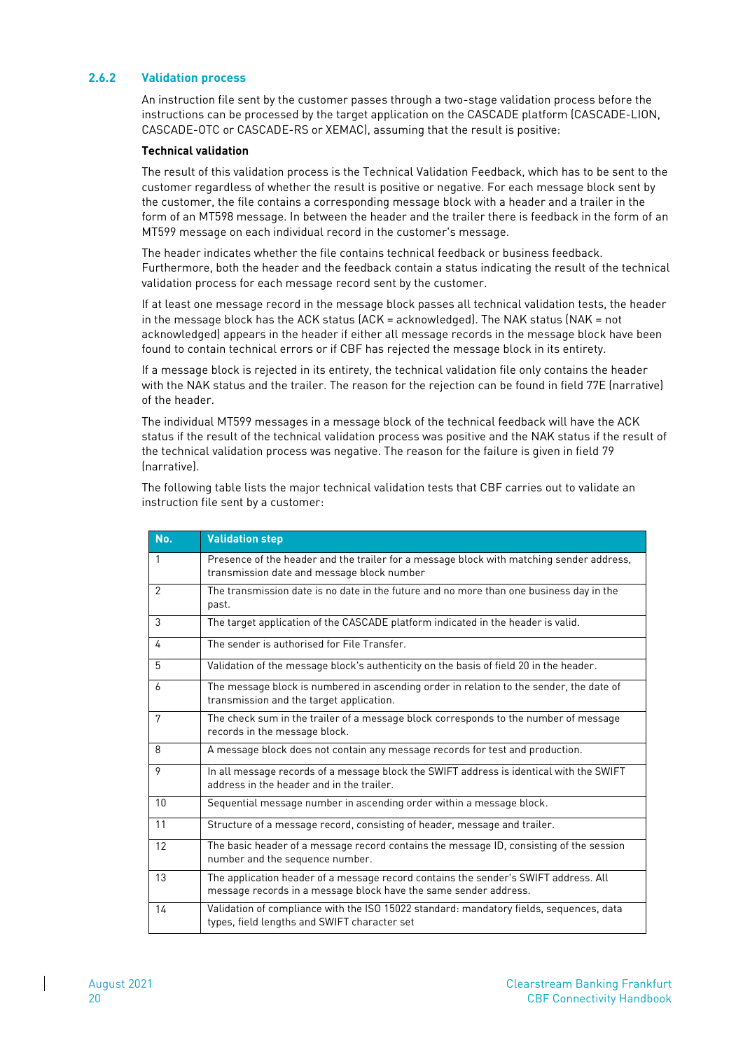### 2.6.2 Validation process

An instruction file sent by the customer passes through a two-stage validation process before the instructions can be processed by the target application on the CASCADE platform (CASCADE-LION, CASCADE-OTC or CASCADE-RS or XEMAC), assuming that the result is positive:

**Technical validation**

The result of this validation process is the Technical Validation Feedback, which has to be sent to the customer regardless of whether the result is positive or negative. For each message block sent by the customer, the file contains a corresponding message block with a header and a trailer in the form of an MT598 message. In between the header and the trailer there is feedback in the form of an MT599 message on each individual record in the customer's message.

The header indicates whether the file contains technical feedback or business feedback. Furthermore, both the header and the feedback contain a status indicating the result of the technical validation process for each message record sent by the customer.

If at least one message record in the message block passes all technical validation tests, the header in the message block has the ACK status (ACK = acknowledged). The NAK status (NAK = not acknowledged) appears in the header if either all message records in the message block have been found to contain technical errors or if CBF has rejected the message block in its entirety.

If a message block is rejected in its entirety, the technical validation file only contains the header with the NAK status and the trailer. The reason for the rejection can be found in field 77E (narrative) of the header.

The individual MT599 messages in a message block of the technical feedback will have the ACK status if the result of the technical validation process was positive and the NAK status if the result of the technical validation process was negative. The reason for the failure is given in field 79 (narrative).

The following table lists the major technical validation tests that CBF carries out to validate an instruction file sent by a customer:

| No. | Validation step |
|---|---|
| 1 | Presence of the header and the trailer for a message block with matching sender address, transmission date and message block number |
| 2 | The transmission date is no date in the future and no more than one business day in the past. |
| 3 | The target application of the CASCADE platform indicated in the header is valid. |
| 4 | The sender is authorised for File Transfer. |
| 5 | Validation of the message block's authenticity on the basis of field 20 in the header. |
| 6 | The message block is numbered in ascending order in relation to the sender, the date of transmission and the target application. |
| 7 | The check sum in the trailer of a message block corresponds to the number of message records in the message block. |
| 8 | A message block does not contain any message records for test and production. |
| 9 | In all message records of a message block the SWIFT address is identical with the SWIFT address in the header and in the trailer. |
| 10 | Sequential message number in ascending order within a message block. |
| 11 | Structure of a message record, consisting of header, message and trailer. |
| 12 | The basic header of a message record contains the message ID, consisting of the session number and the sequence number. |
| 13 | The application header of a message record contains the sender's SWIFT address. All message records in a message block have the same sender address. |
| 14 | Validation of compliance with the ISO 15022 standard: mandatory fields, sequences, data types, field lengths and SWIFT character set |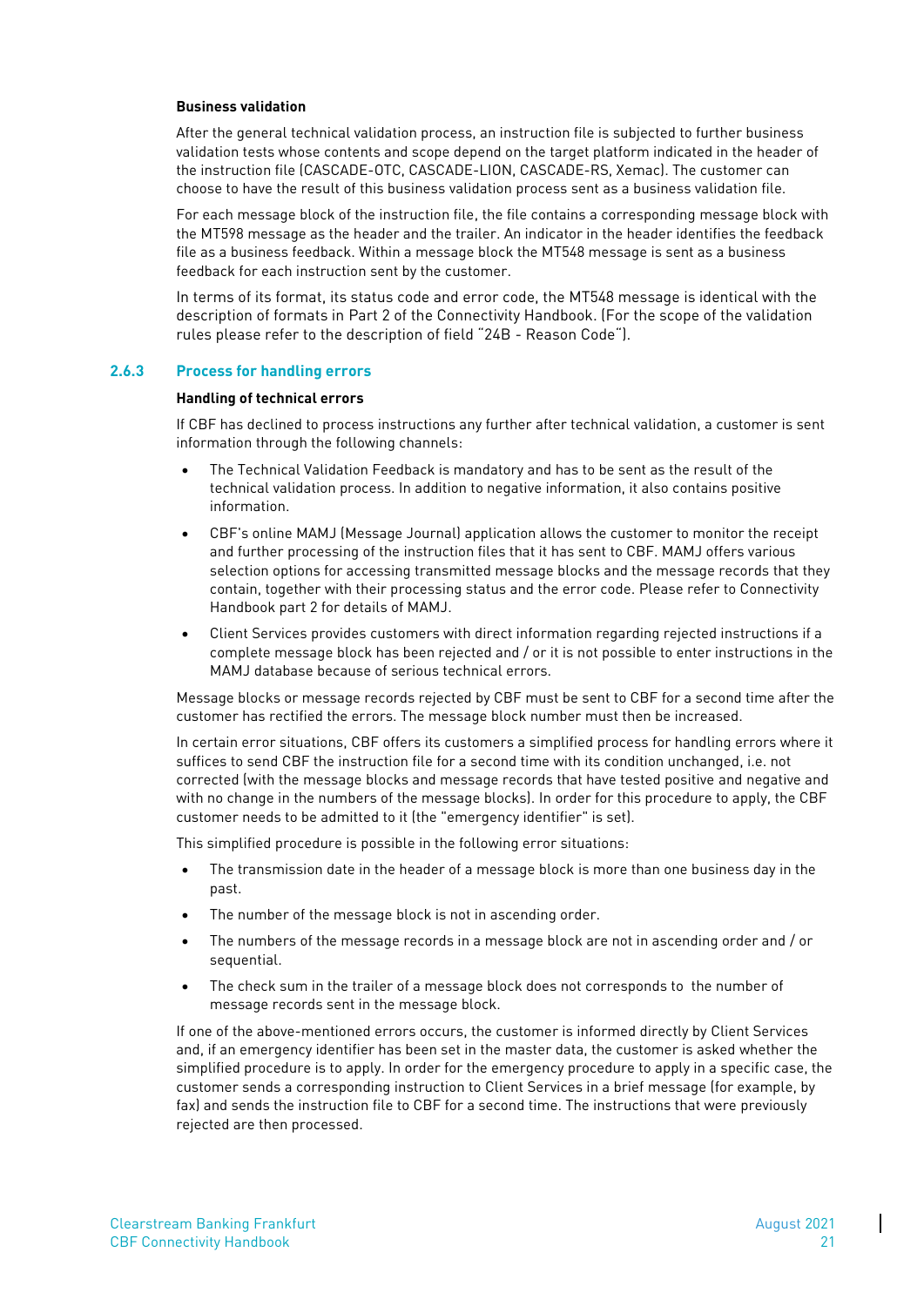**Business validation**

After the general technical validation process, an instruction file is subjected to further business validation tests whose contents and scope depend on the target platform indicated in the header of the instruction file (CASCADE-OTC, CASCADE-LION, CASCADE-RS, Xemac). The customer can choose to have the result of this business validation process sent as a business validation file.

For each message block of the instruction file, the file contains a corresponding message block with the MT598 message as the header and the trailer. An indicator in the header identifies the feedback file as a business feedback. Within a message block the MT548 message is sent as a business feedback for each instruction sent by the customer.

In terms of its format, its status code and error code, the MT548 message is identical with the description of formats in Part 2 of the Connectivity Handbook. (For the scope of the validation rules please refer to the description of field "24B - Reason Code").

### 2.6.3 Process for handling errors

**Handling of technical errors**

If CBF has declined to process instructions any further after technical validation, a customer is sent information through the following channels:

- The Technical Validation Feedback is mandatory and has to be sent as the result of the technical validation process. In addition to negative information, it also contains positive information.
- CBF's online MAMJ (Message Journal) application allows the customer to monitor the receipt and further processing of the instruction files that it has sent to CBF. MAMJ offers various selection options for accessing transmitted message blocks and the message records that they contain, together with their processing status and the error code. Please refer to Connectivity Handbook part 2 for details of MAMJ.
- Client Services provides customers with direct information regarding rejected instructions if a complete message block has been rejected and / or it is not possible to enter instructions in the MAMJ database because of serious technical errors.

Message blocks or message records rejected by CBF must be sent to CBF for a second time after the customer has rectified the errors. The message block number must then be increased.

In certain error situations, CBF offers its customers a simplified process for handling errors where it suffices to send CBF the instruction file for a second time with its condition unchanged, i.e. not corrected (with the message blocks and message records that have tested positive and negative and with no change in the numbers of the message blocks). In order for this procedure to apply, the CBF customer needs to be admitted to it (the "emergency identifier" is set).

This simplified procedure is possible in the following error situations:

- The transmission date in the header of a message block is more than one business day in the past.
- The number of the message block is not in ascending order.
- The numbers of the message records in a message block are not in ascending order and / or sequential.
- The check sum in the trailer of a message block does not corresponds to the number of message records sent in the message block.

If one of the above-mentioned errors occurs, the customer is informed directly by Client Services and, if an emergency identifier has been set in the master data, the customer is asked whether the simplified procedure is to apply. In order for the emergency procedure to apply in a specific case, the customer sends a corresponding instruction to Client Services in a brief message (for example, by fax) and sends the instruction file to CBF for a second time. The instructions that were previously rejected are then processed.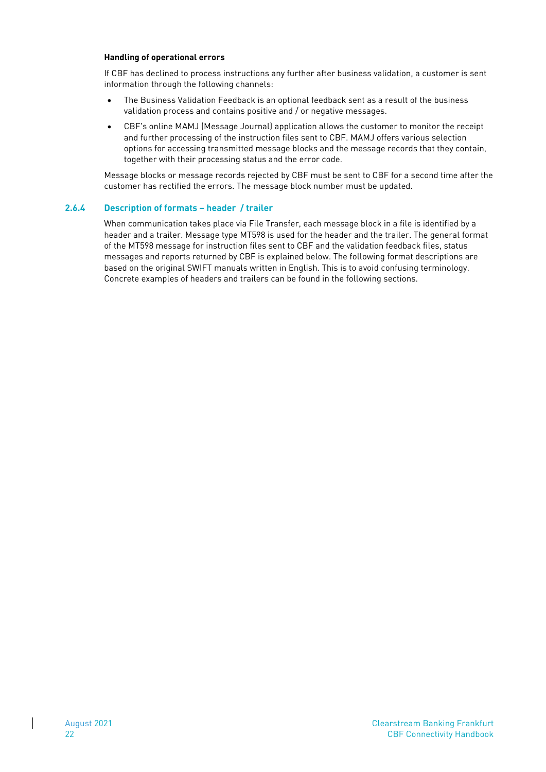**Handling of operational errors**

If CBF has declined to process instructions any further after business validation, a customer is sent information through the following channels:

- The Business Validation Feedback is an optional feedback sent as a result of the business validation process and contains positive and / or negative messages.
- CBF's online MAMJ (Message Journal) application allows the customer to monitor the receipt and further processing of the instruction files sent to CBF. MAMJ offers various selection options for accessing transmitted message blocks and the message records that they contain, together with their processing status and the error code.

Message blocks or message records rejected by CBF must be sent to CBF for a second time after the customer has rectified the errors. The message block number must be updated.

### 2.6.4 Description of formats – header / trailer

When communication takes place via File Transfer, each message block in a file is identified by a header and a trailer. Message type MT598 is used for the header and the trailer. The general format of the MT598 message for instruction files sent to CBF and the validation feedback files, status messages and reports returned by CBF is explained below. The following format descriptions are based on the original SWIFT manuals written in English. This is to avoid confusing terminology. Concrete examples of headers and trailers can be found in the following sections.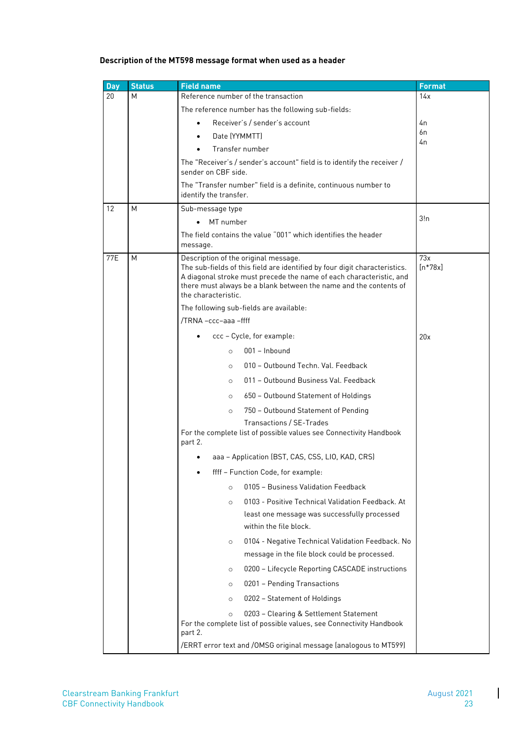**Description of the MT598 message format when used as a header**

| Day | Status | Field name | Format |
|---|---|---|---|
| 20 | M | Reference number of the transaction<br><br>The reference number has the following sub-fields:<br>• Receiver's / sender's account<br>• Date (YYMMTT)<br>• Transfer number<br><br>The "Receiver's / sender's account" field is to identify the receiver / sender on CBF side.<br><br>The "Transfer number" field is a definite, continuous number to identify the transfer. | 14x<br><br><br>4n<br>6n<br>4n |
| 12 | M | Sub-message type<br>• MT number<br><br>The field contains the value "001" which identifies the header message. | 3!n |
| 77E | M | Description of the original message.<br>The sub-fields of this field are identified by four digit characteristics. A diagonal stroke must precede the name of each characteristic, and there must always be a blank between the name and the contents of the characteristic.<br><br>The following sub-fields are available:<br><br>/TRNA –ccc–aaa –ffff<br><br>• ccc – Cycle, for example:<br>  ○ 001 – Inbound<br>  ○ 010 – Outbound Techn. Val. Feedback<br>  ○ 011 – Outbound Business Val. Feedback<br>  ○ 650 – Outbound Statement of Holdings<br>  ○ 750 – Outbound Statement of Pending Transactions / SE-Trades<br><br>For the complete list of possible values see Connectivity Handbook part 2.<br><br>• aaa – Application (BST, CAS, CSS, LIO, KAD, CRS)<br>• ffff – Function Code, for example:<br>  ○ 0105 – Business Validation Feedback<br>  ○ 0103 - Positive Technical Validation Feedback. At least one message was successfully processed within the file block.<br>  ○ 0104 - Negative Technical Validation Feedback. No message in the file block could be processed.<br>  ○ 0200 – Lifecycle Reporting CASCADE instructions<br>  ○ 0201 – Pending Transactions<br>  ○ 0202 – Statement of Holdings<br>  ○ 0203 – Clearing & Settlement Statement<br><br>For the complete list of possible values, see Connectivity Handbook part 2.<br><br>/ERRT error text and /OMSG original message (analogous to MT599) | 73x<br>[n*78x]<br><br><br><br><br><br><br>20x |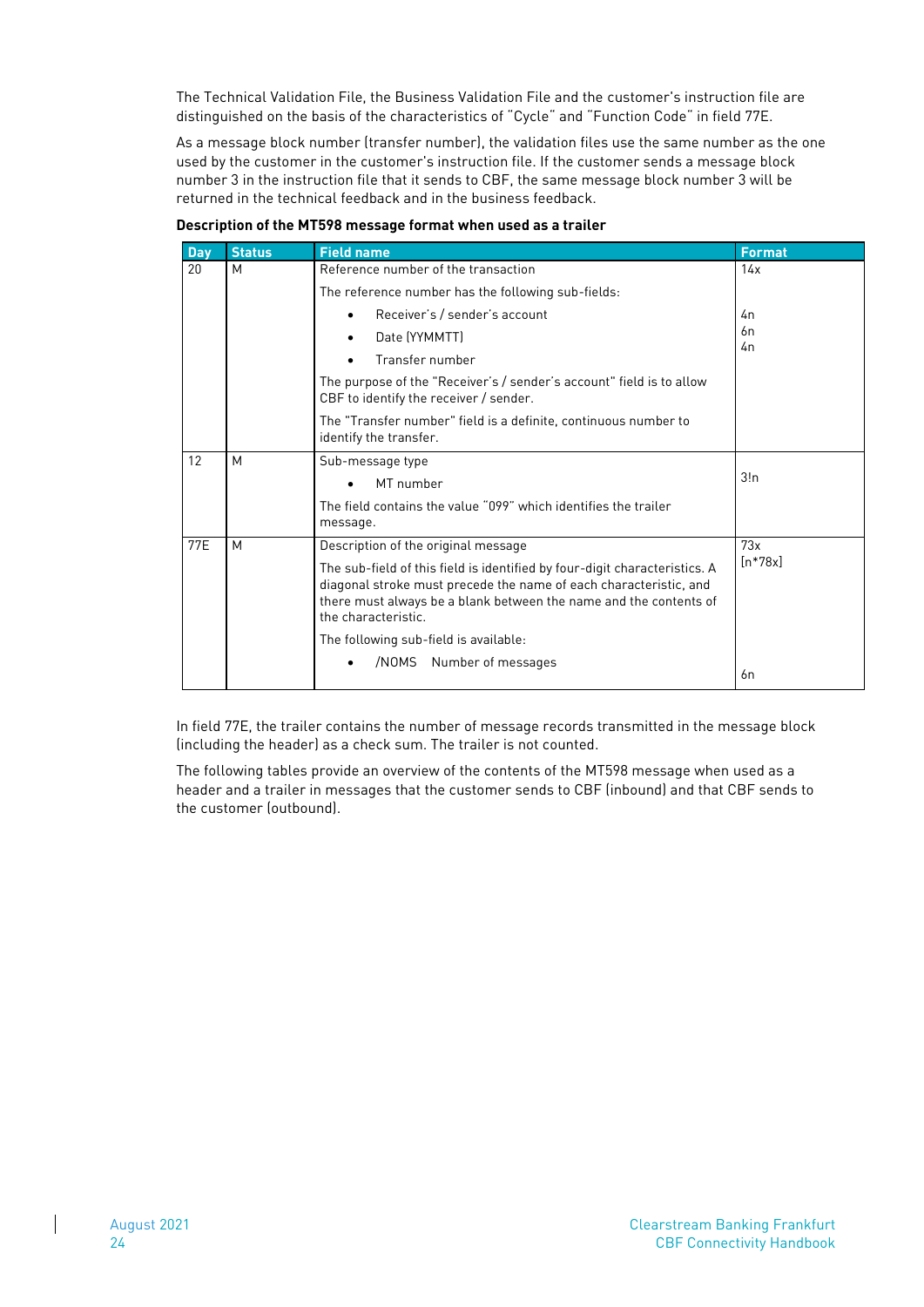The Technical Validation File, the Business Validation File and the customer's instruction file are distinguished on the basis of the characteristics of "Cycle" and "Function Code" in field 77E.

As a message block number (transfer number), the validation files use the same number as the one used by the customer in the customer's instruction file. If the customer sends a message block number 3 in the instruction file that it sends to CBF, the same message block number 3 will be returned in the technical feedback and in the business feedback.

**Description of the MT598 message format when used as a trailer**

| Day | Status | Field name | Format |
|---|---|---|---|
| 20 | M | Reference number of the transaction<br><br>The reference number has the following sub-fields:<br>• Receiver's / sender's account<br>• Date (YYMMTT)<br>• Transfer number<br><br>The purpose of the "Receiver's / sender's account" field is to allow CBF to identify the receiver / sender.<br><br>The "Transfer number" field is a definite, continuous number to identify the transfer. | 14x<br><br><br>4n<br>6n<br>4n |
| 12 | M | Sub-message type<br>• MT number<br><br>The field contains the value "099" which identifies the trailer message. | 3!n |
| 77E | M | Description of the original message<br><br>The sub-field of this field is identified by four-digit characteristics. A diagonal stroke must precede the name of each characteristic, and there must always be a blank between the name and the contents of the characteristic.<br><br>The following sub-field is available:<br>• /NOMS Number of messages | 73x<br>[n*78x]<br><br><br><br><br><br>6n |

In field 77E, the trailer contains the number of message records transmitted in the message block (including the header) as a check sum. The trailer is not counted.

The following tables provide an overview of the contents of the MT598 message when used as a header and a trailer in messages that the customer sends to CBF (inbound) and that CBF sends to the customer (outbound).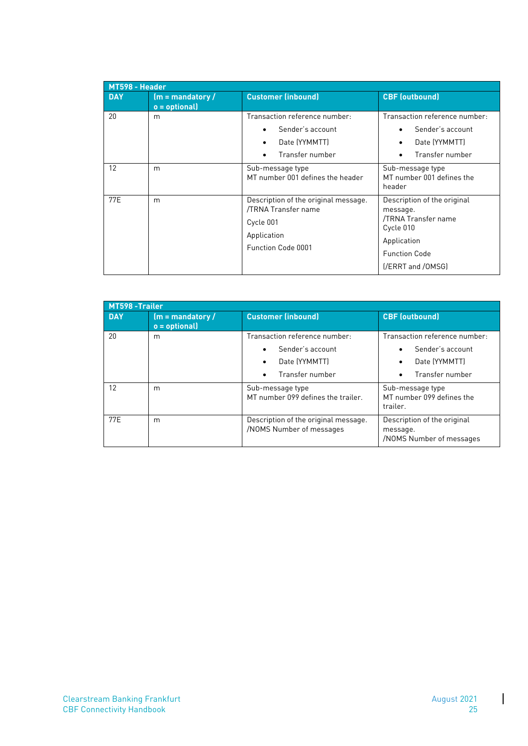| MT598 - Header | | | |
|---|---|---|---|
| **DAY** | **(m = mandatory / o = optional)** | **Customer (inbound)** | **CBF (outbound)** |
| 20 | m | Transaction reference number: <br>• Sender's account <br>• Date (YYMMTT) <br>• Transfer number | Transaction reference number: <br>• Sender's account <br>• Date (YYMMTT) <br>• Transfer number |
| 12 | m | Sub-message type <br>MT number 001 defines the header | Sub-message type <br>MT number 001 defines the header |
| 77E | m | Description of the original message. <br>/TRNA Transfer name <br>Cycle 001 <br>Application <br>Function Code 0001 | Description of the original message. <br>/TRNA Transfer name <br>Cycle 010 <br>Application <br>Function Code <br>(/ERRT and /OMSG) |

| MT598 -Trailer | | | |
|---|---|---|---|
| **DAY** | **(m = mandatory / o = optional)** | **Customer (inbound)** | **CBF (outbound)** |
| 20 | m | Transaction reference number: <br>• Sender's account <br>• Date (YYMMTT) <br>• Transfer number | Transaction reference number: <br>• Sender's account <br>• Date (YYMMTT) <br>• Transfer number |
| 12 | m | Sub-message type <br>MT number 099 defines the trailer. | Sub-message type <br>MT number 099 defines the trailer. |
| 77E | m | Description of the original message. <br>/NOMS Number of messages | Description of the original message. <br>/NOMS Number of messages |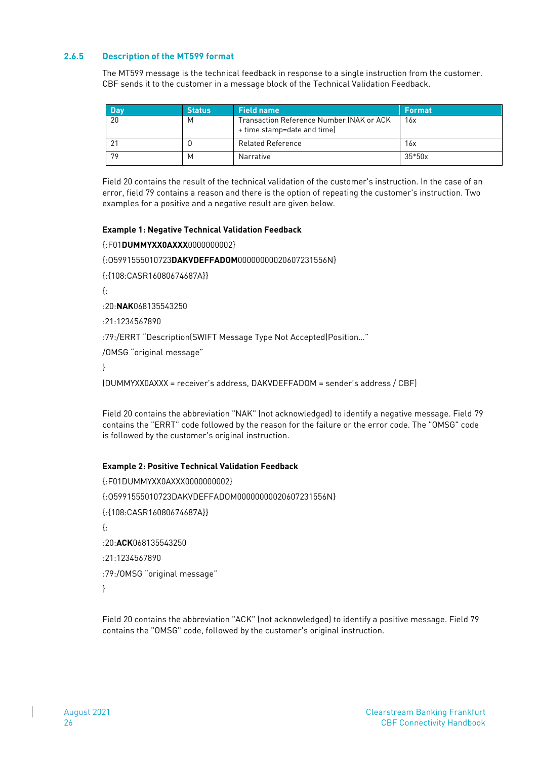### 2.6.5 Description of the MT599 format

The MT599 message is the technical feedback in response to a single instruction from the customer. CBF sends it to the customer in a message block of the Technical Validation Feedback.

| Day | Status | Field name | Format |
|---|---|---|---|
| 20 | M | Transaction Reference Number (NAK or ACK + time stamp=date and time) | 16x |
| 21 | O | Related Reference | 16x |
| 79 | M | Narrative | 35*50x |

Field 20 contains the result of the technical validation of the customer's instruction. In the case of an error, field 79 contains a reason and there is the option of repeating the customer's instruction. Two examples for a positive and a negative result are given below.

**Example 1: Negative Technical Validation Feedback**

{:F01**DUMMYXX0AXXX**0000000002}

{:O5991555010723**DAKVDEFFADOM**00000000020607231556N}

{:{108:CASR16080674687A}}

{:

:20:**NAK**068135543250

:21:1234567890

:79:/ERRT "Description(SWIFT Message Type Not Accepted)Position..."

/OMSG "original message"

}

(DUMMYXX0AXXX = receiver's address, DAKVDEFFADOM = sender's address / CBF)

Field 20 contains the abbreviation "NAK" (not acknowledged) to identify a negative message. Field 79 contains the "ERRT" code followed by the reason for the failure or the error code. The "OMSG" code is followed by the customer's original instruction.

**Example 2: Positive Technical Validation Feedback**

{:F01DUMMYXX0AXXX0000000002}

{:O5991555010723DAKVDEFFADOM00000000020607231556N}

{:{108:CASR16080674687A}}

{:

:20:**ACK**068135543250

:21:1234567890

:79:/OMSG "original message"

}

Field 20 contains the abbreviation "ACK" (not acknowledged) to identify a positive message. Field 79 contains the "OMSG" code, followed by the customer's original instruction.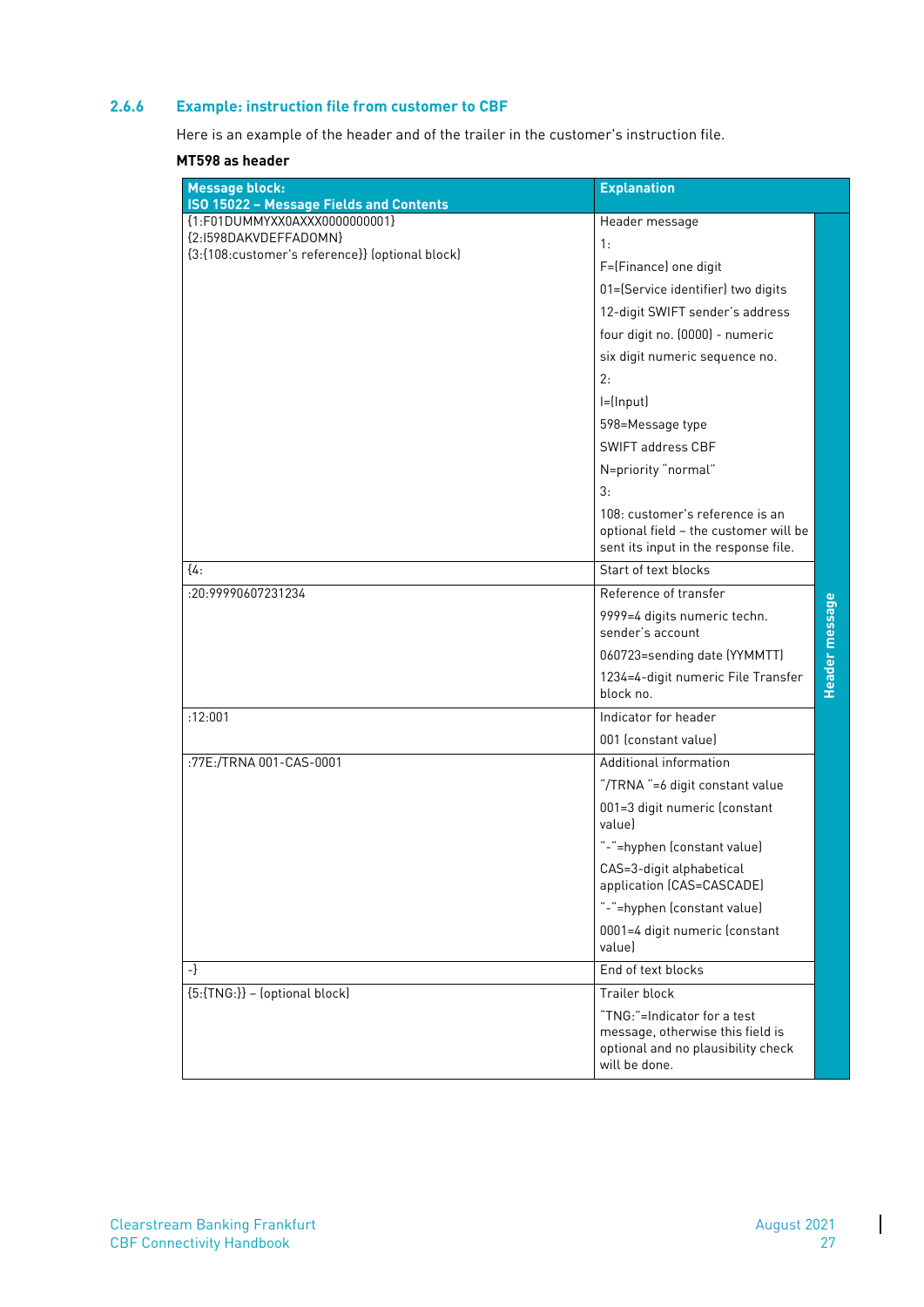### 2.6.6 Example: instruction file from customer to CBF

Here is an example of the header and of the trailer in the customer's instruction file.

**MT598 as header**

| Message block: ISO 15022 – Message Fields and Contents | Explanation | |
|---|---|---|
| {1:F01DUMMYXX0AXXX0000000001}<br>{2:I598DAKVDEFFADOMN}<br>{3:{108:customer's reference}} (optional block) | Header message<br>1:<br>F=(Finance) one digit<br>01=(Service identifier) two digits<br>12-digit SWIFT sender's address<br>four digit no. (0000) - numeric<br>six digit numeric sequence no.<br>2:<br>I=(Input)<br>598=Message type<br>SWIFT address CBF<br>N=priority "normal"<br>3:<br>108: customer's reference is an optional field – the customer will be sent its input in the response file. | Header message |
| {4: | Start of text blocks | |
| :20:99990607231234 | Reference of transfer<br>9999=4 digits numeric techn. sender's account<br>060723=sending date (YYMMTT)<br>1234=4-digit numeric File Transfer block no. | |
| :12:001 | Indicator for header<br>001 (constant value) | |
| :77E:/TRNA 001-CAS-0001 | Additional information<br>"/TRNA "=6 digit constant value<br>001=3 digit numeric (constant value)<br>"-"=hyphen (constant value)<br>CAS=3-digit alphabetical application (CAS=CASCADE)<br>"-"=hyphen (constant value)<br>0001=4 digit numeric (constant value) | |
| -} | End of text blocks | |
| {5:{TNG:}} – (optional block) | Trailer block<br>"TNG:"=Indicator for a test message, otherwise this field is optional and no plausibility check will be done. | |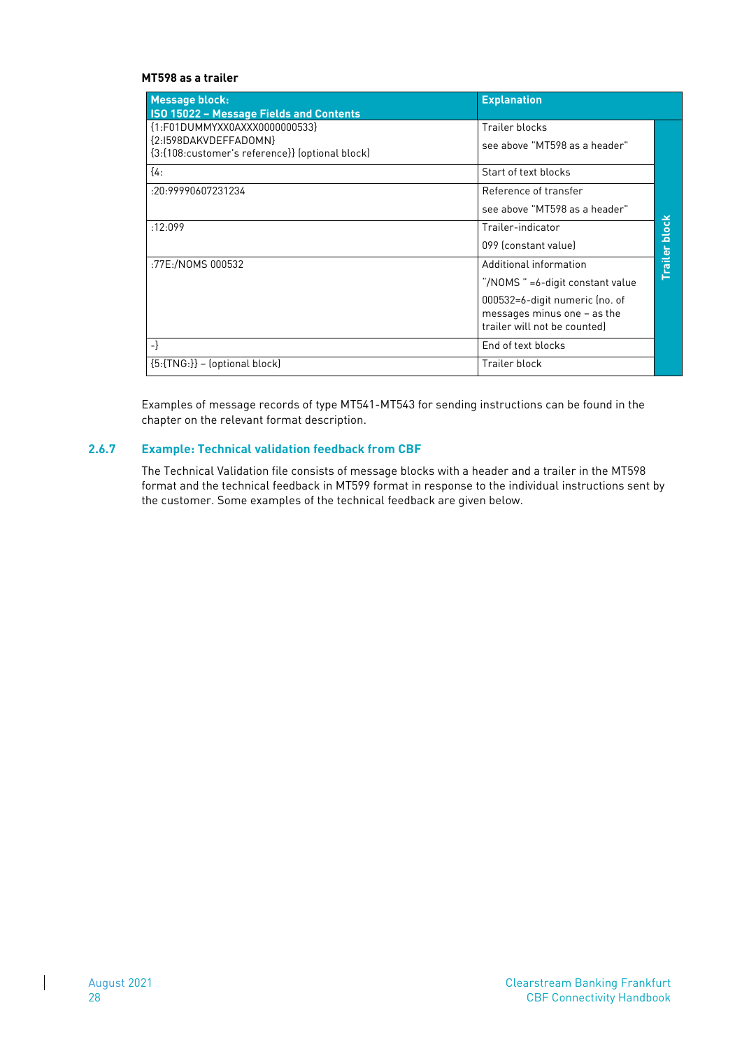**MT598 as a trailer**

| Message block:<br>ISO 15022 – Message Fields and Contents | Explanation | |
|---|---|---|
| {1:F01DUMMYXX0AXXX0000000533}<br>{2:I598DAKVDEFFADOMN}<br>{3:{108:customer's reference}} (optional block) | Trailer blocks<br>see above "MT598 as a header" | Trailer block |
| {4: | Start of text blocks | |
| :20:99990607231234 | Reference of transfer<br>see above "MT598 as a header" | |
| :12:099 | Trailer-indicator<br>099 (constant value) | |
| :77E:/NOMS 000532 | Additional information<br>"/NOMS " =6-digit constant value<br>000532=6-digit numeric (no. of messages minus one – as the trailer will not be counted) | |
| -} | End of text blocks | |
| {5:{TNG:}} – (optional block) | Trailer block | |

Examples of message records of type MT541-MT543 for sending instructions can be found in the chapter on the relevant format description.

### 2.6.7 Example: Technical validation feedback from CBF

The Technical Validation file consists of message blocks with a header and a trailer in the MT598 format and the technical feedback in MT599 format in response to the individual instructions sent by the customer. Some examples of the technical feedback are given below.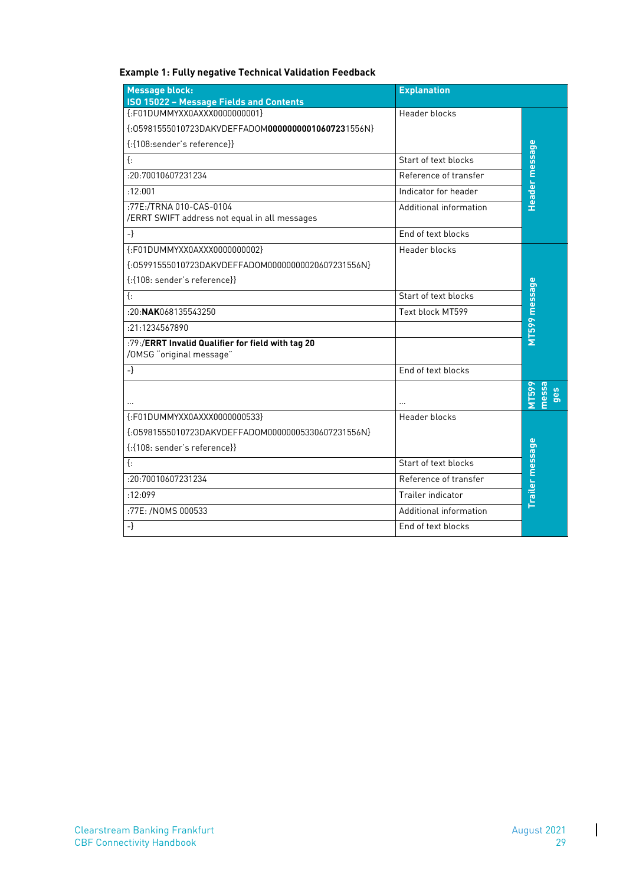**Example 1: Fully negative Technical Validation Feedback**

| Message block: ISO 15022 – Message Fields and Contents | Explanation | |
|---|---|---|
| {:F01DUMMYXX0AXXX0000000001}<br>{:O5981555010723DAKVDEFFADOM**000000000106072 3**1556N}<br>{:{108:sender's reference}} | Header blocks | **Header message** |
| {: | Start of text blocks | |
| :20:70010607231234 | Reference of transfer | |
| :12:001 | Indicator for header | |
| :77E:/TRNA 010-CAS-0104<br>/ERRT SWIFT address not equal in all messages | Additional information | |
| -} | End of text blocks | |
| {:F01DUMMYXX0AXXX0000000002}<br>{:O5991555010723DAKVDEFFADOM00000000020607231556N}<br>{:{108: sender's reference}} | Header blocks | **MT599 message** |
| {: | Start of text blocks | |
| :20:**NAK**068135543250 | Text block MT599 | |
| :21:1234567890 | | |
| :79:/**ERRT Invalid Qualifier for field with tag 20**<br>/OMSG "original message" | | |
| -} | End of text blocks | |
| ... | ... | **MT599 messages** |
| {:F01DUMMYXX0AXXX0000000533}<br>{:O5981555010723DAKVDEFFADOM00000005330607231556N}<br>{:{108: sender's reference}} | Header blocks | **Trailer message** |
| {: | Start of text blocks | |
| :20:70010607231234 | Reference of transfer | |
| :12:099 | Trailer indicator | |
| :77E: /NOMS 000533 | Additional information | |
| -} | End of text blocks | |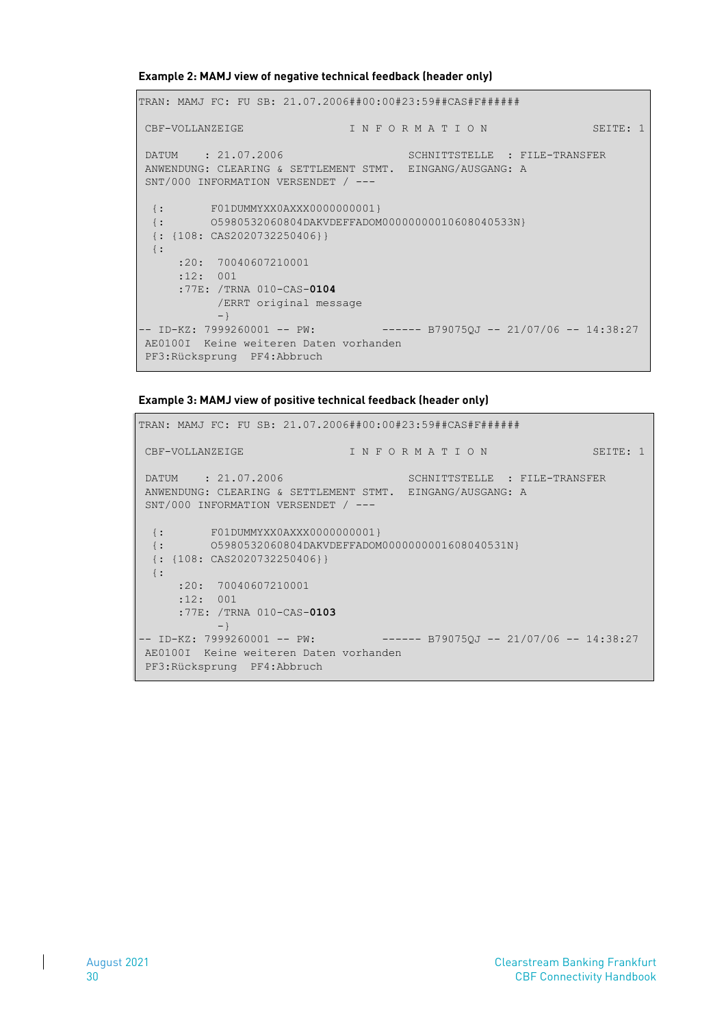**Example 2: MAMJ view of negative technical feedback (header only)**

```
TRAN: MAMJ FC: FU SB: 21.07.2006##00:00#23:59##CAS#F######

 CBF-VOLLANZEIGE                I N F O R M A T I O N                SEITE: 1

 DATUM    : 21.07.2006                    SCHNITTSTELLE  : FILE-TRANSFER
 ANWENDUNG: CLEARING & SETTLEMENT STMT.   EINGANG/AUSGANG: A
 SNT/000 INFORMATION VERSENDET / ---

  {:       F01DUMMYXX0AXXX0000000001}
  {:       O5980532060804DAKVDEFFADOM0000000010608040533N}
  {: {108: CAS2020732250406}}
  {:
      :20:  70040607210001
      :12:  001
      :77E: /TRNA 010-CAS-0104
            /ERRT original message
            -}
-- ID-KZ: 7999260001 -- PW:          ------ B79075QJ -- 21/07/06 -- 14:38:27
 AE0100I  Keine weiteren Daten vorhanden
 PF3:Rücksprung  PF4:Abbruch
```

**Example 3: MAMJ view of positive technical feedback (header only)**

```
TRAN: MAMJ FC: FU SB: 21.07.2006##00:00#23:59##CAS#F######

 CBF-VOLLANZEIGE                I N F O R M A T I O N                SEITE: 1

 DATUM    : 21.07.2006                    SCHNITTSTELLE  : FILE-TRANSFER
 ANWENDUNG: CLEARING & SETTLEMENT STMT.   EINGANG/AUSGANG: A
 SNT/000 INFORMATION VERSENDET / ---

  {:       F01DUMMYXX0AXXX0000000001}
  {:       O5980532060804DAKVDEFFADOM0000000001608040531N}
  {: {108: CAS2020732250406}}
  {:
      :20:  70040607210001
      :12:  001
      :77E: /TRNA 010-CAS-0103
            -}
-- ID-KZ: 7999260001 -- PW:          ------ B79075QJ -- 21/07/06 -- 14:38:27
 AE0100I  Keine weiteren Daten vorhanden
 PF3:Rücksprung  PF4:Abbruch
```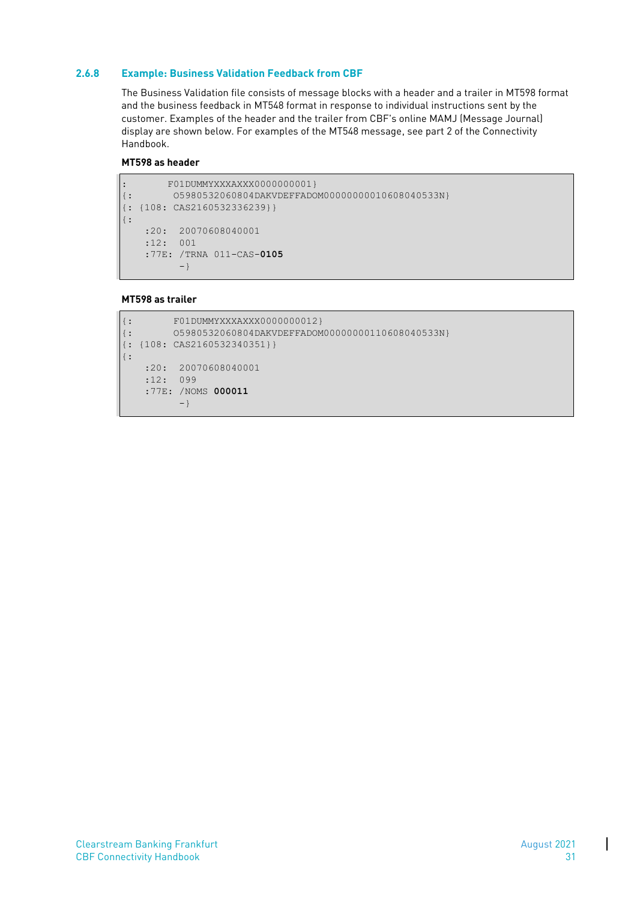### 2.6.8 Example: Business Validation Feedback from CBF

The Business Validation file consists of message blocks with a header and a trailer in MT598 format and the business feedback in MT548 format in response to individual instructions sent by the customer. Examples of the header and the trailer from CBF's online MAMJ (Message Journal) display are shown below. For examples of the MT548 message, see part 2 of the Connectivity Handbook.

**MT598 as header**

```
:      F01DUMMYXXXAXXX0000000001}
{:     O5980532060804DAKVDEFFADOM00000000010608040533N}
{: {108: CAS2160532336239}}
{:
    :20:  20070608040001
    :12:  001
    :77E: /TRNA 011-CAS-0105
          -}
```

**MT598 as trailer**

```
{:     F01DUMMYXXXAXXX0000000012}
{:     O5980532060804DAKVDEFFADOM00000000110608040533N}
{: {108: CAS2160532340351}}
{:
    :20:  20070608040001
    :12:  099
    :77E: /NOMS 000011
          -}
```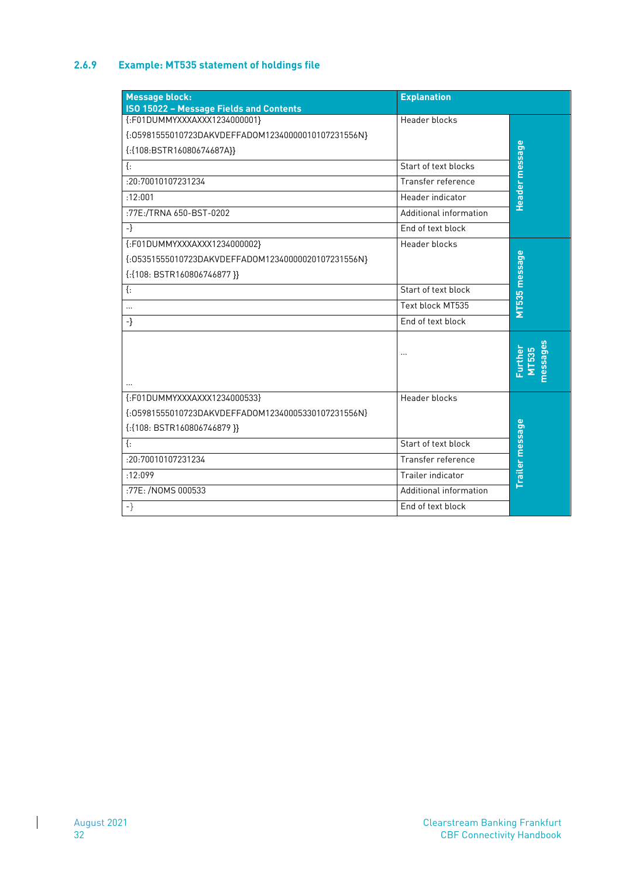### 2.6.9 Example: MT535 statement of holdings file

| Message block: ISO 15022 – Message Fields and Contents | Explanation | |
|---|---|---|
| {:F01DUMMYXXXAXXX1234000001}<br>{:O5981555010723DAKVDEFFADOM12340000010107231556N}<br>{:{108:BSTR16080674687A}} | Header blocks | Header message |
| {: | Start of text blocks | Header message |
| :20:70010107231234 | Transfer reference | Header message |
| :12:001 | Header indicator | Header message |
| :77E:/TRNA 650-BST-0202 | Additional information | Header message |
| -} | End of text block | Header message |
| {:F01DUMMYXXXAXXX1234000002}<br>{:O5351555010723DAKVDEFFADOM12340000020107231556N}<br>{:{108: BSTR160806746877 }} | Header blocks | MT535 message |
| {: | Start of text block | MT535 message |
| … | Text block MT535 | MT535 message |
| -} | End of text block | MT535 message |
| … | … | Further MT535 messages |
| {:F01DUMMYXXXAXXX1234000533}<br>{:O5981555010723DAKVDEFFADOM12340005330107231556N}<br>{:{108: BSTR160806746879 }} | Header blocks | Trailer message |
| {: | Start of text block | Trailer message |
| :20:70010107231234 | Transfer reference | Trailer message |
| :12:099 | Trailer indicator | Trailer message |
| :77E: /NOMS 000533 | Additional information | Trailer message |
| -} | End of text block | Trailer message |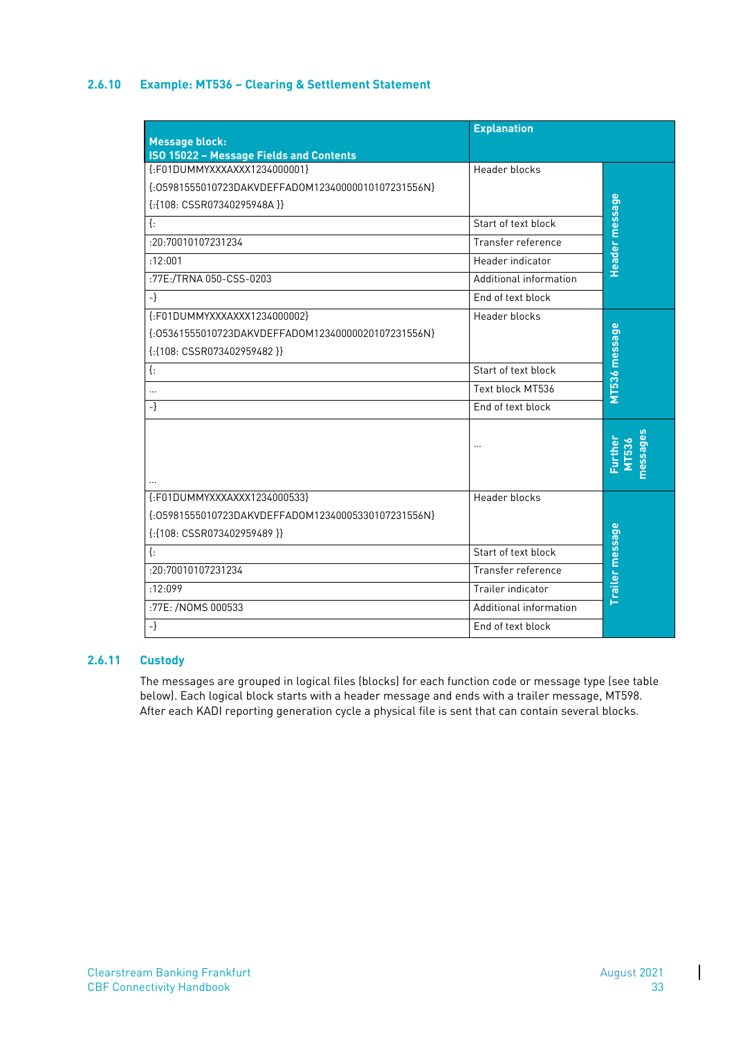### 2.6.10 Example: MT536 – Clearing & Settlement Statement

| Message block: ISO 15022 – Message Fields and Contents | Explanation | |
|---|---|---|
| {:F01DUMMYXXXAXXX1234000001}<br>{:O5981555010723DAKVDEFFADOM12340000010107231556N}<br>{:{108: CSSR07340295948A }} | Header blocks | Header message |
| {: | Start of text block | |
| :20:70010107231234 | Transfer reference | |
| :12:001 | Header indicator | |
| :77E:/TRNA 050-CSS-0203 | Additional information | |
| -} | End of text block | |
| {:F01DUMMYXXXAXXX1234000002}<br>{:O5361555010723DAKVDEFFADOM12340000020107231556N}<br>{:{108: CSSR073402959482 }} | Header blocks | MT536 message |
| {: | Start of text block | |
| … | Text block MT536 | |
| -} | End of text block | |
| … | … | Further MT536 messages |
| {:F01DUMMYXXXAXXX1234000533}<br>{:O5981555010723DAKVDEFFADOM12340005330107231556N}<br>{:{108: CSSR073402959489 }} | Header blocks | Trailer message |
| {: | Start of text block | |
| :20:70010107231234 | Transfer reference | |
| :12:099 | Trailer indicator | |
| :77E: /NOMS 000533 | Additional information | |
| -} | End of text block | |

### 2.6.11 Custody

The messages are grouped in logical files (blocks) for each function code or message type (see table below). Each logical block starts with a header message and ends with a trailer message, MT598. After each KADI reporting generation cycle a physical file is sent that can contain several blocks.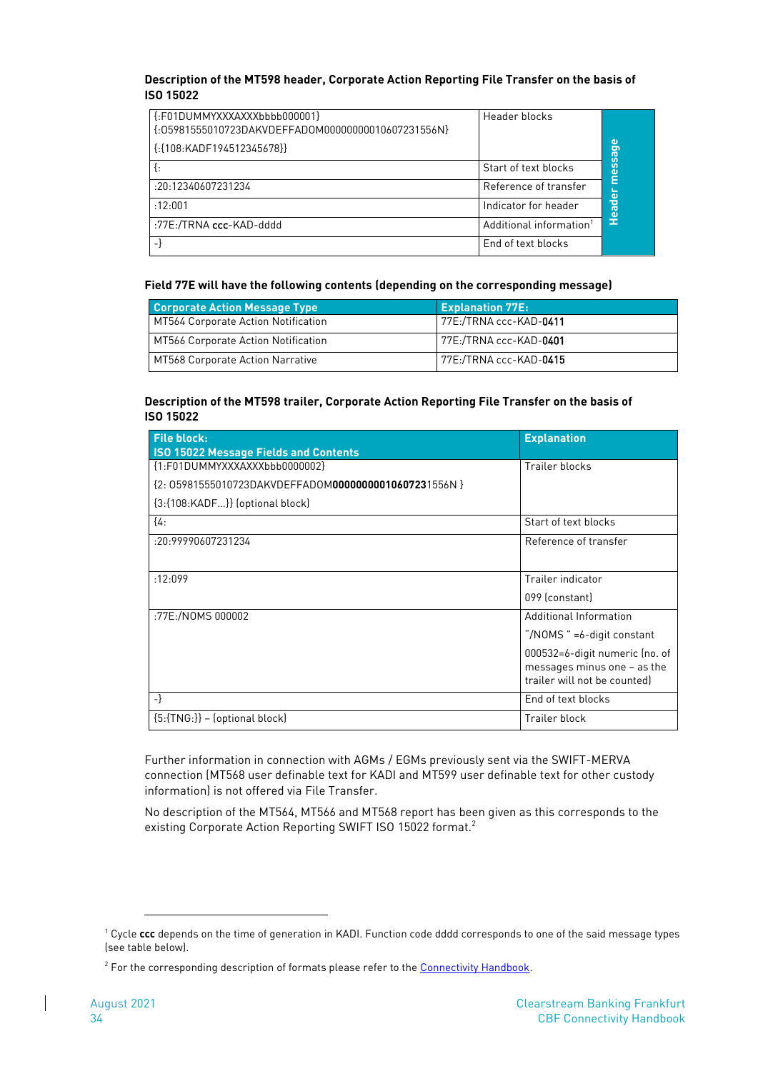#### Description of the MT598 header, Corporate Action Reporting File Transfer on the basis of ISO 15022

| | | |
|---|---|---|
| {:F01DUMMYXXXAXXXbbbb000001}<br>{:05981555010723DAKVDEFFADOM0000000010607231556N}<br>{:{108:KADF194512345678}} | Header blocks | Header message |
| {: | Start of text blocks | |
| :20:12340607231234 | Reference of transfer | |
| :12:001 | Indicator for header | |
| :77E:/TRNA **ccc**-KAD-dddd | Additional information[1] | |
| -} | End of text blocks | |

#### Field 77E will have the following contents (depending on the corresponding message)

| Corporate Action Message Type | Explanation 77E: |
|---|---|
| MT564 Corporate Action Notification | 77E:/TRNA ccc-KAD-**0411** |
| MT566 Corporate Action Notification | 77E:/TRNA ccc-KAD-**0401** |
| MT568 Corporate Action Narrative | 77E:/TRNA ccc-KAD-**0415** |

#### Description of the MT598 trailer, Corporate Action Reporting File Transfer on the basis of ISO 15022

| File block:<br>ISO 15022 Message Fields and Contents | Explanation |
|---|---|
| {1:F01DUMMYXXXAXXXbbbb0000002}<br>{2: 05981555010723DAKVDEFFADOM**000000000010607231**556N }<br>{3:{108:KADF...}} (optional block) | Trailer blocks |
| {4: | Start of text blocks |
| :20:99990607231234 | Reference of transfer |
| :12:099 | Trailer indicator<br>099 (constant) |
| :77E:/NOMS 000002 | Additional Information<br>"/NOMS " =6-digit constant<br>000532=6-digit numeric (no. of messages minus one – as the trailer will not be counted) |
| -} | End of text blocks |
| {5:{TNG:}} – (optional block) | Trailer block |

Further information in connection with AGMs / EGMs previously sent via the SWIFT-MERVA connection (MT568 user definable text for KADI and MT599 user definable text for other custody information) is not offered via File Transfer.

No description of the MT564, MT566 and MT568 report has been given as this corresponds to the existing Corporate Action Reporting SWIFT ISO 15022 format.[2]

---

[1] Cycle **ccc** depends on the time of generation in KADI. Function code dddd corresponds to one of the said message types (see table below).

[2] For the corresponding description of formats please refer to the Connectivity Handbook.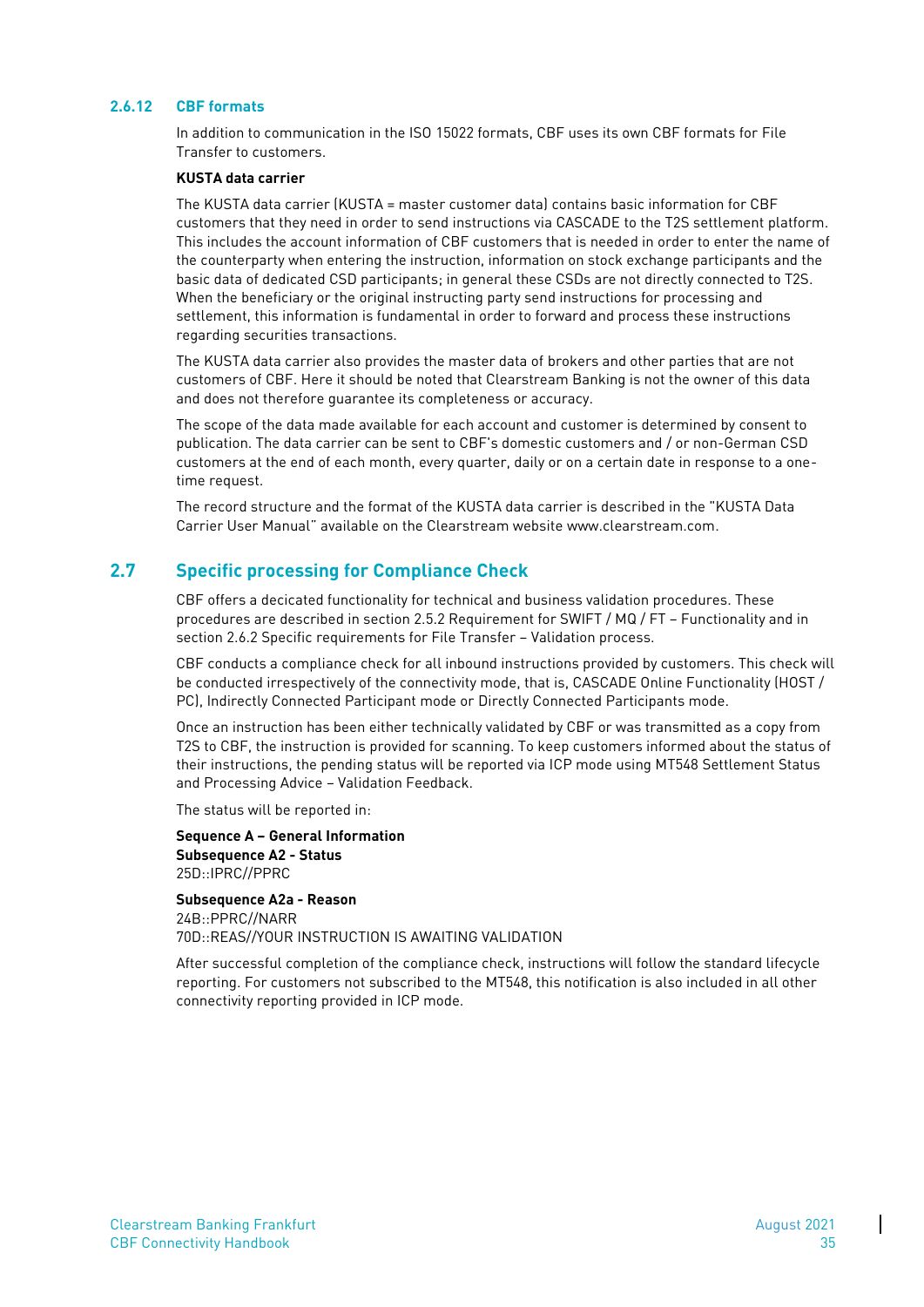### 2.6.12 CBF formats

In addition to communication in the ISO 15022 formats, CBF uses its own CBF formats for File Transfer to customers.

**KUSTA data carrier**

The KUSTA data carrier (KUSTA = master customer data) contains basic information for CBF customers that they need in order to send instructions via CASCADE to the T2S settlement platform. This includes the account information of CBF customers that is needed in order to enter the name of the counterparty when entering the instruction, information on stock exchange participants and the basic data of dedicated CSD participants; in general these CSDs are not directly connected to T2S. When the beneficiary or the original instructing party send instructions for processing and settlement, this information is fundamental in order to forward and process these instructions regarding securities transactions.

The KUSTA data carrier also provides the master data of brokers and other parties that are not customers of CBF. Here it should be noted that Clearstream Banking is not the owner of this data and does not therefore guarantee its completeness or accuracy.

The scope of the data made available for each account and customer is determined by consent to publication. The data carrier can be sent to CBF's domestic customers and / or non-German CSD customers at the end of each month, every quarter, daily or on a certain date in response to a one-time request.

The record structure and the format of the KUSTA data carrier is described in the "KUSTA Data Carrier User Manual" available on the Clearstream website www.clearstream.com.

## 2.7 Specific processing for Compliance Check

CBF offers a decicated functionality for technical and business validation procedures. These procedures are described in section 2.5.2 Requirement for SWIFT / MQ / FT – Functionality and in section 2.6.2 Specific requirements for File Transfer – Validation process.

CBF conducts a compliance check for all inbound instructions provided by customers. This check will be conducted irrespectively of the connectivity mode, that is, CASCADE Online Functionality (HOST / PC), Indirectly Connected Participant mode or Directly Connected Participants mode.

Once an instruction has been either technically validated by CBF or was transmitted as a copy from T2S to CBF, the instruction is provided for scanning. To keep customers informed about the status of their instructions, the pending status will be reported via ICP mode using MT548 Settlement Status and Processing Advice – Validation Feedback.

The status will be reported in:

**Sequence A – General Information**
**Subsequence A2 - Status**
25D::IPRC//PPRC

**Subsequence A2a - Reason**
24B::PPRC//NARR
70D::REAS//YOUR INSTRUCTION IS AWAITING VALIDATION

After successful completion of the compliance check, instructions will follow the standard lifecycle reporting. For customers not subscribed to the MT548, this notification is also included in all other connectivity reporting provided in ICP mode.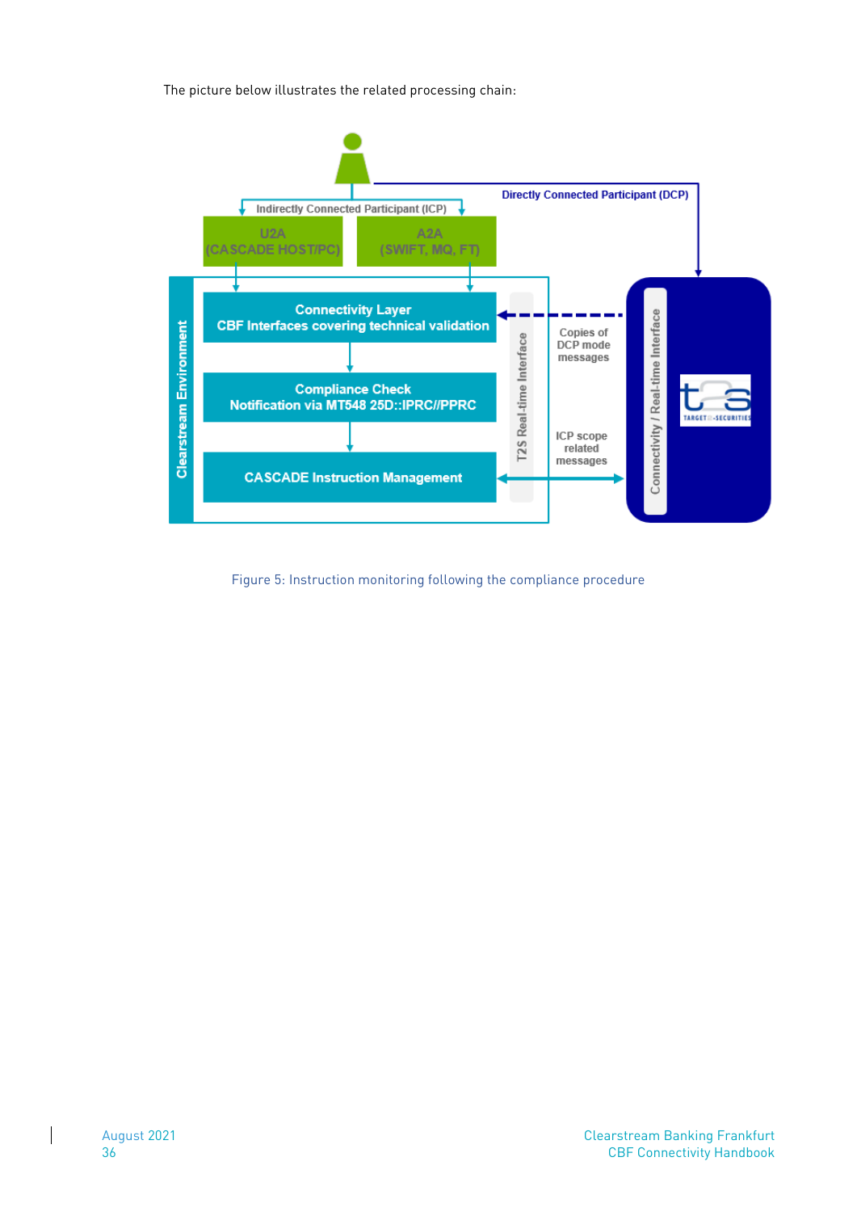The picture below illustrates the related processing chain:

Figure 5: Instruction monitoring following the compliance procedure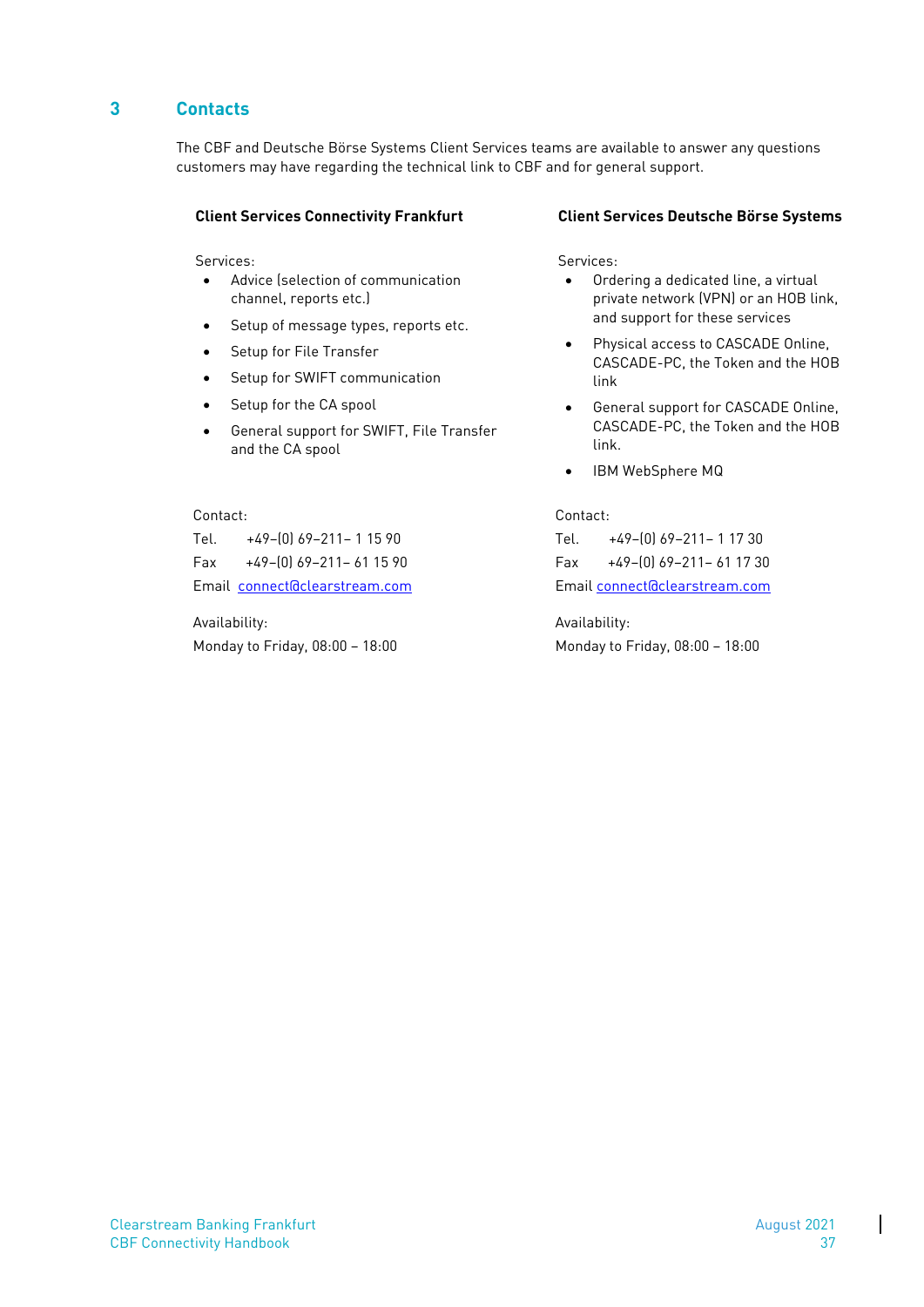# 3 Contacts

The CBF and Deutsche Börse Systems Client Services teams are available to answer any questions customers may have regarding the technical link to CBF and for general support.

**Client Services Connectivity Frankfurt**

Services:

- Advice (selection of communication channel, reports etc.)
- Setup of message types, reports etc.
- Setup for File Transfer
- Setup for SWIFT communication
- Setup for the CA spool
- General support for SWIFT, File Transfer and the CA spool

Contact:

Tel. +49-(0) 69-211- 1 15 90

Fax +49-(0) 69-211- 61 15 90

Email connect@clearstream.com

Availability:

Monday to Friday, 08:00 – 18:00

**Client Services Deutsche Börse Systems**

Services:

- Ordering a dedicated line, a virtual private network (VPN) or an HOB link, and support for these services
- Physical access to CASCADE Online, CASCADE-PC, the Token and the HOB link
- General support for CASCADE Online, CASCADE-PC, the Token and the HOB link.
- IBM WebSphere MQ

Contact:

Tel. +49-(0) 69-211- 1 17 30

Fax +49-(0) 69-211- 61 17 30

Email connect@clearstream.com

Availability:

Monday to Friday, 08:00 – 18:00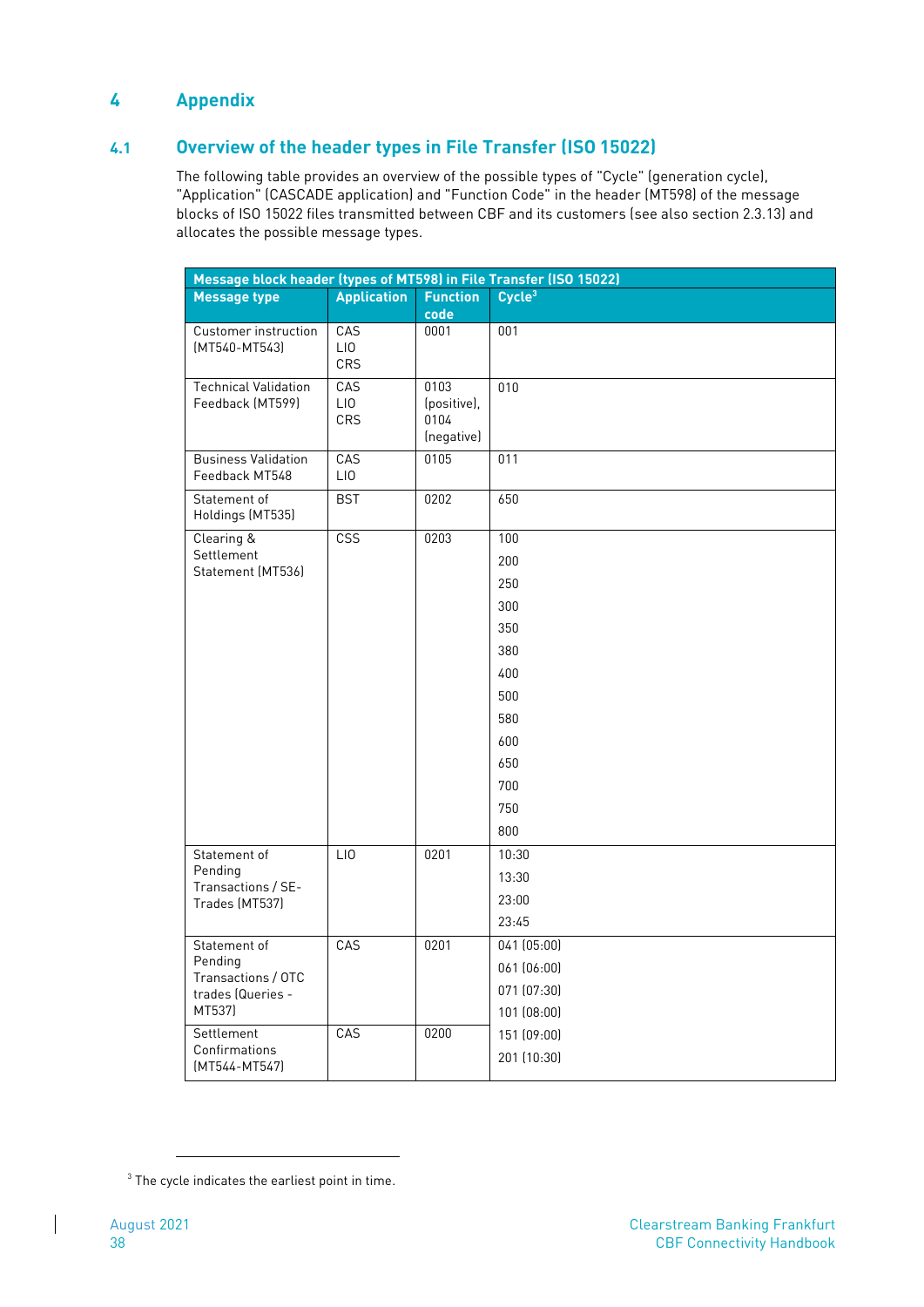# 4 Appendix

## 4.1 Overview of the header types in File Transfer (ISO 15022)

The following table provides an overview of the possible types of "Cycle" (generation cycle), "Application" (CASCADE application) and "Function Code" in the header (MT598) of the message blocks of ISO 15022 files transmitted between CBF and its customers (see also section 2.3.13) and allocates the possible message types.

| Message block header (types of MT598) in File Transfer (ISO 15022) | | | |
|---|---|---|---|
| **Message type** | **Application** | **Function code** | **Cycle[3]** |
| Customer instruction (MT540-MT543) | CAS<br>LIO<br>CRS | 0001 | 001 |
| Technical Validation Feedback (MT599) | CAS<br>LIO<br>CRS | 0103 (positive),<br>0104 (negative) | 010 |
| Business Validation Feedback MT548 | CAS<br>LIO | 0105 | 011 |
| Statement of Holdings (MT535) | BST | 0202 | 650 |
| Clearing & Settlement Statement (MT536) | CSS | 0203 | 100<br>200<br>250<br>300<br>350<br>380<br>400<br>500<br>580<br>600<br>650<br>700<br>750<br>800 |
| Statement of Pending Transactions / SE-Trades (MT537) | LIO | 0201 | 10:30<br>13:30<br>23:00<br>23:45 |
| Statement of Pending Transactions / OTC trades (Queries - MT537) | CAS | 0201 | 041 (05:00)<br>061 (06:00)<br>071 (07:30)<br>101 (08:00)<br>151 (09:00)<br>201 (10:30) |
| Settlement Confirmations (MT544-MT547) | CAS | 0200 | |

[3] The cycle indicates the earliest point in time.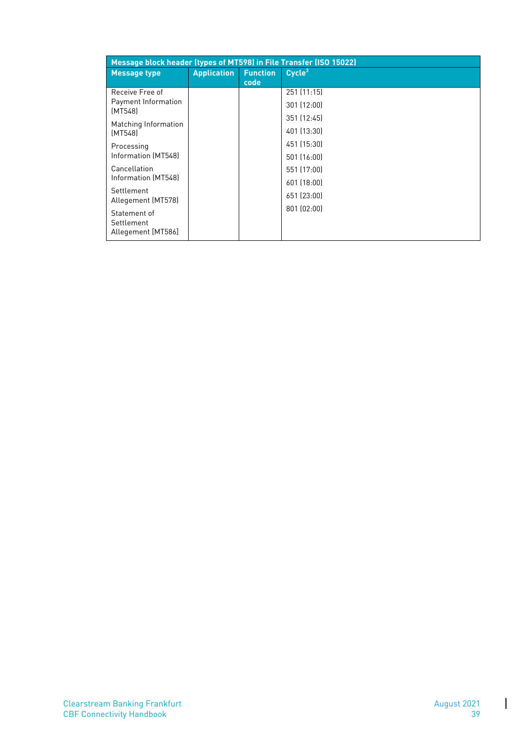| Message block header (types of MT598) in File Transfer (ISO 15022) | | | |
|---|---|---|---|
| **Message type** | **Application** | **Function code** | **Cycle[3]** |
| Receive Free of Payment Information (MT548)<br>Matching Information (MT548)<br>Processing Information (MT548)<br>Cancellation Information (MT548)<br>Settlement Allegement (MT578)<br>Statement of Settlement Allegement (MT586) | | | 251 (11:15)<br>301 (12:00)<br>351 (12:45)<br>401 (13:30)<br>451 (15:30)<br>501 (16:00)<br>551 (17:00)<br>601 (18:00)<br>651 (23:00)<br>801 (02:00) |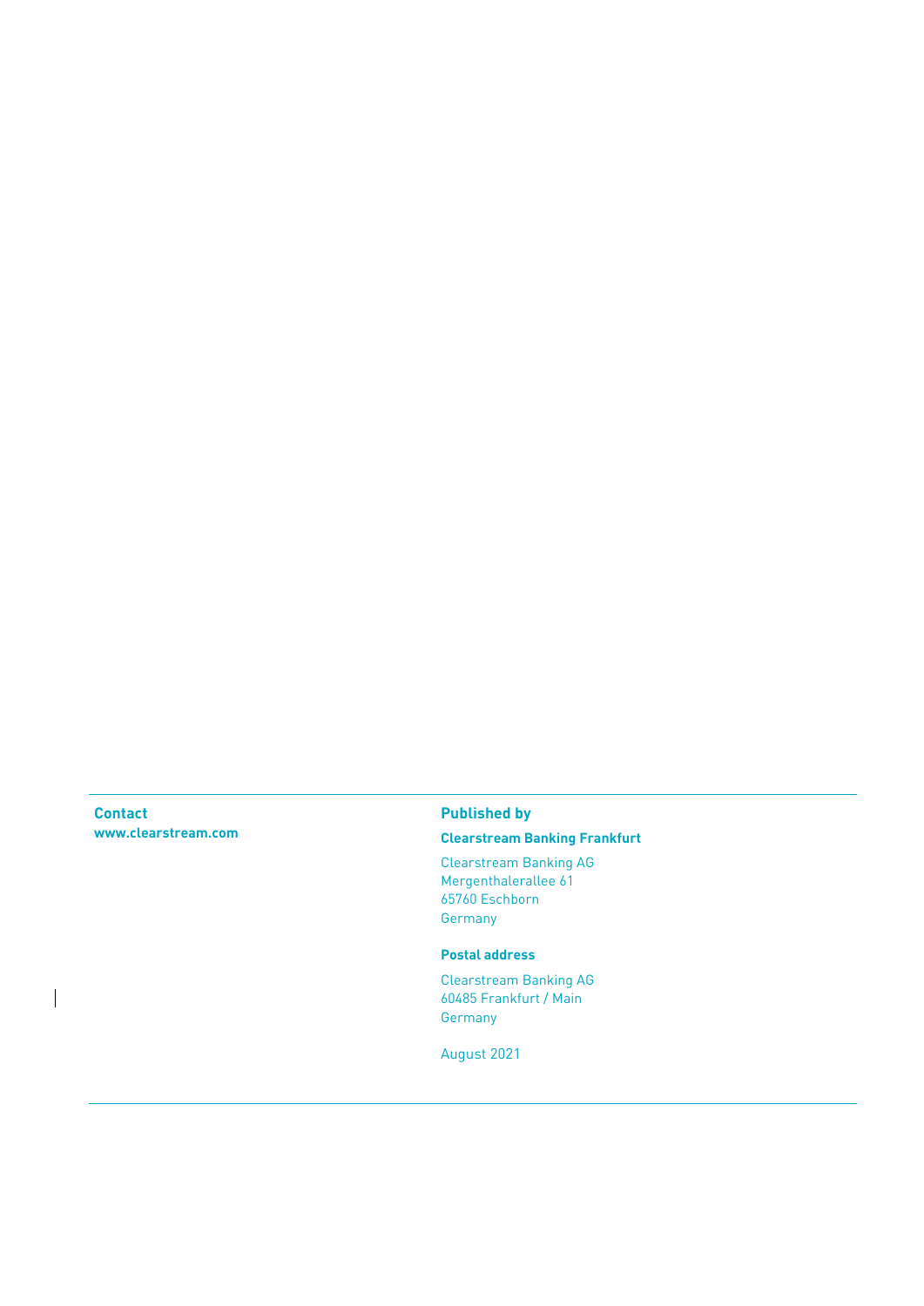**Contact**
**www.clearstream.com**

**Published by**

**Clearstream Banking Frankfurt**

Clearstream Banking AG
Mergenthalerallee 61
65760 Eschborn
Germany

**Postal address**

Clearstream Banking AG
60485 Frankfurt / Main
Germany

August 2021